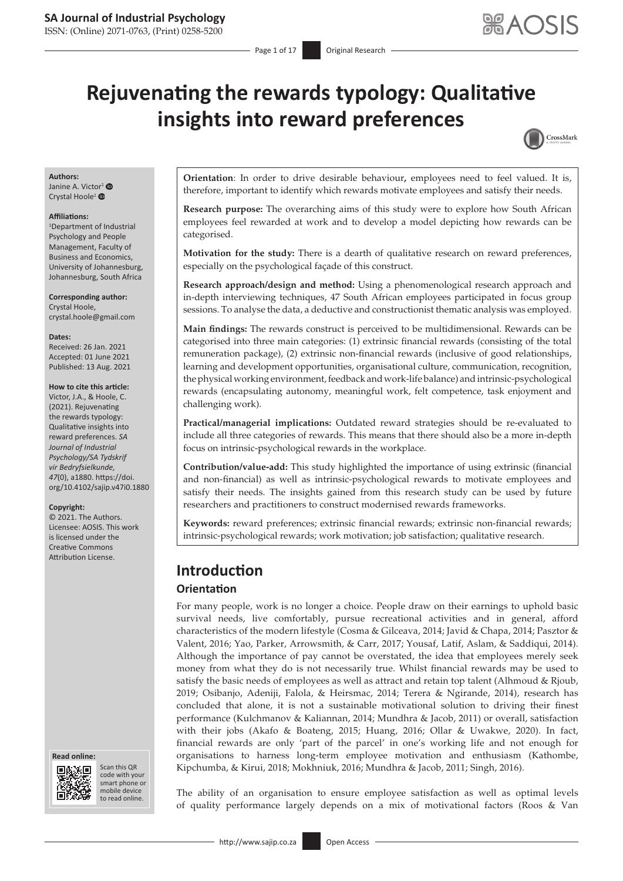# Rejuvenating the rewards typology: Qualitative insights into reward preferences

**Authors:**
Janine A. Victor[1]
Crystal Hoole[1]

**Affiliations:**
[1]Department of Industrial Psychology and People Management, Faculty of Business and Economics, University of Johannesburg, Johannesburg, South Africa

**Corresponding author:**
Crystal Hoole,
crystal.hoole@gmail.com

**Dates:**
Received: 26 Jan. 2021
Accepted: 01 June 2021
Published: 13 Aug. 2021

**How to cite this article:**
Victor, J.A., & Hoole, C. (2021). Rejuvenating the rewards typology: Qualitative insights into reward preferences. *SA Journal of Industrial Psychology/SA Tydskrif vir Bedryfsielkunde, 47*(0), a1880. https://doi.org/10.4102/sajip.v47i0.1880

**Copyright:**
© 2021. The Authors. Licensee: AOSIS. This work is licensed under the Creative Commons Attribution License.

**Orientation**: In order to drive desirable behaviour**,** employees need to feel valued. It is, therefore, important to identify which rewards motivate employees and satisfy their needs.

**Research purpose:** The overarching aims of this study were to explore how South African employees feel rewarded at work and to develop a model depicting how rewards can be categorised.

**Motivation for the study:** There is a dearth of qualitative research on reward preferences, especially on the psychological façade of this construct.

**Research approach/design and method:** Using a phenomenological research approach and in-depth interviewing techniques, 47 South African employees participated in focus group sessions. To analyse the data, a deductive and constructionist thematic analysis was employed.

**Main findings:** The rewards construct is perceived to be multidimensional. Rewards can be categorised into three main categories: (1) extrinsic financial rewards (consisting of the total remuneration package), (2) extrinsic non-financial rewards (inclusive of good relationships, learning and development opportunities, organisational culture, communication, recognition, the physical working environment, feedback and work-life balance) and intrinsic-psychological rewards (encapsulating autonomy, meaningful work, felt competence, task enjoyment and challenging work).

**Practical/managerial implications:** Outdated reward strategies should be re-evaluated to include all three categories of rewards. This means that there should also be a more in-depth focus on intrinsic-psychological rewards in the workplace.

**Contribution/value-add:** This study highlighted the importance of using extrinsic (financial and non-financial) as well as intrinsic-psychological rewards to motivate employees and satisfy their needs. The insights gained from this research study can be used by future researchers and practitioners to construct modernised rewards frameworks.

**Keywords:** reward preferences; extrinsic financial rewards; extrinsic non-financial rewards; intrinsic-psychological rewards; work motivation; job satisfaction; qualitative research.

## Introduction

### Orientation

For many people, work is no longer a choice. People draw on their earnings to uphold basic survival needs, live comfortably, pursue recreational activities and in general, afford characteristics of the modern lifestyle (Cosma & Gilceava, 2014; Javid & Chapa, 2014; Pasztor & Valent, 2016; Yao, Parker, Arrowsmith, & Carr, 2017; Yousaf, Latif, Aslam, & Saddiqui, 2014). Although the importance of pay cannot be overstated, the idea that employees merely seek money from what they do is not necessarily true. Whilst financial rewards may be used to satisfy the basic needs of employees as well as attract and retain top talent (Alhmoud & Rjoub, 2019; Osibanjo, Adeniji, Falola, & Heirsmac, 2014; Terera & Ngirande, 2014), research has concluded that alone, it is not a sustainable motivational solution to driving their finest performance (Kulchmanov & Kaliannan, 2014; Mundhra & Jacob, 2011) or overall, satisfaction with their jobs (Akafo & Boateng, 2015; Huang, 2016; Ollar & Uwakwe, 2020). In fact, financial rewards are only 'part of the parcel' in one's working life and not enough for organisations to harness long-term employee motivation and enthusiasm (Kathombe, Kipchumba, & Kirui, 2018; Mokhniuk, 2016; Mundhra & Jacob, 2011; Singh, 2016).

The ability of an organisation to ensure employee satisfaction as well as optimal levels of quality performance largely depends on a mix of motivational factors (Roos & Van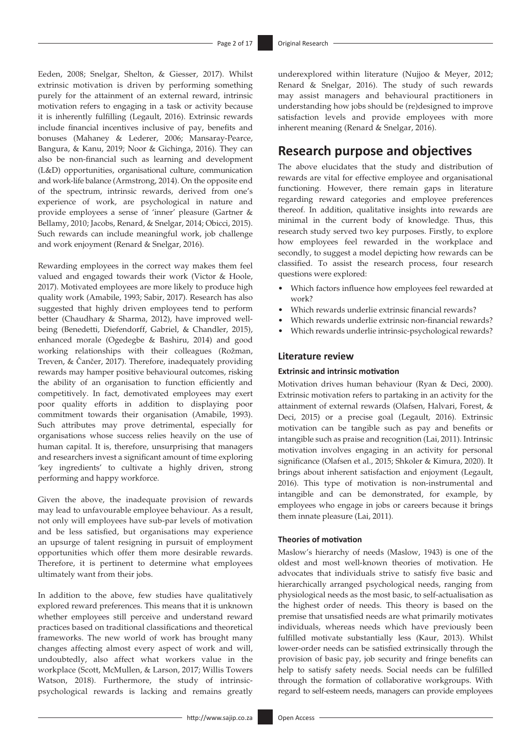Eeden, 2008; Snelgar, Shelton, & Giesser, 2017). Whilst extrinsic motivation is driven by performing something purely for the attainment of an external reward, intrinsic motivation refers to engaging in a task or activity because it is inherently fulfilling (Legault, 2016). Extrinsic rewards include financial incentives inclusive of pay, benefits and bonuses (Mahaney & Lederer, 2006; Mansaray-Pearce, Bangura, & Kanu, 2019; Noor & Gichinga, 2016). They can also be non-financial such as learning and development (L&D) opportunities, organisational culture, communication and work-life balance (Armstrong, 2014). On the opposite end of the spectrum, intrinsic rewards, derived from one's experience of work, are psychological in nature and provide employees a sense of 'inner' pleasure (Gartner & Bellamy, 2010; Jacobs, Renard, & Snelgar, 2014; Obicci, 2015). Such rewards can include meaningful work, job challenge and work enjoyment (Renard & Snelgar, 2016).

Rewarding employees in the correct way makes them feel valued and engaged towards their work (Victor & Hoole, 2017). Motivated employees are more likely to produce high quality work (Amabile, 1993; Sabir, 2017). Research has also suggested that highly driven employees tend to perform better (Chaudhary & Sharma, 2012), have improved well-being (Benedetti, Diefendorff, Gabriel, & Chandler, 2015), enhanced morale (Ogedegbe & Bashiru, 2014) and good working relationships with their colleagues (Rožman, Treven, & Čančer, 2017). Therefore, inadequately providing rewards may hamper positive behavioural outcomes, risking the ability of an organisation to function efficiently and competitively. In fact, demotivated employees may exert poor quality efforts in addition to displaying poor commitment towards their organisation (Amabile, 1993). Such attributes may prove detrimental, especially for organisations whose success relies heavily on the use of human capital. It is, therefore, unsurprising that managers and researchers invest a significant amount of time exploring 'key ingredients' to cultivate a highly driven, strong performing and happy workforce.

Given the above, the inadequate provision of rewards may lead to unfavourable employee behaviour. As a result, not only will employees have sub-par levels of motivation and be less satisfied, but organisations may experience an upsurge of talent resigning in pursuit of employment opportunities which offer them more desirable rewards. Therefore, it is pertinent to determine what employees ultimately want from their jobs.

In addition to the above, few studies have qualitatively explored reward preferences. This means that it is unknown whether employees still perceive and understand reward practices based on traditional classifications and theoretical frameworks. The new world of work has brought many changes affecting almost every aspect of work and will, undoubtedly, also affect what workers value in the workplace (Scott, McMullen, & Larson, 2017; Willis Towers Watson, 2018). Furthermore, the study of intrinsic-psychological rewards is lacking and remains greatly underexplored within literature (Nujjoo & Meyer, 2012; Renard & Snelgar, 2016). The study of such rewards may assist managers and behavioural practitioners in understanding how jobs should be (re)designed to improve satisfaction levels and provide employees with more inherent meaning (Renard & Snelgar, 2016).

## Research purpose and objectives

The above elucidates that the study and distribution of rewards are vital for effective employee and organisational functioning. However, there remain gaps in literature regarding reward categories and employee preferences thereof. In addition, qualitative insights into rewards are minimal in the current body of knowledge. Thus, this research study served two key purposes. Firstly, to explore how employees feel rewarded in the workplace and secondly, to suggest a model depicting how rewards can be classified. To assist the research process, four research questions were explored:

- Which factors influence how employees feel rewarded at work?
- Which rewards underlie extrinsic financial rewards?
- Which rewards underlie extrinsic non-financial rewards?
- Which rewards underlie intrinsic-psychological rewards?

### Literature review

#### Extrinsic and intrinsic motivation

Motivation drives human behaviour (Ryan & Deci, 2000). Extrinsic motivation refers to partaking in an activity for the attainment of external rewards (Olafsen, Halvari, Forest, & Deci, 2015) or a precise goal (Legault, 2016). Extrinsic motivation can be tangible such as pay and benefits or intangible such as praise and recognition (Lai, 2011). Intrinsic motivation involves engaging in an activity for personal significance (Olafsen et al., 2015; Shkoler & Kimura, 2020). It brings about inherent satisfaction and enjoyment (Legault, 2016). This type of motivation is non-instrumental and intangible and can be demonstrated, for example, by employees who engage in jobs or careers because it brings them innate pleasure (Lai, 2011).

#### Theories of motivation

Maslow's hierarchy of needs (Maslow, 1943) is one of the oldest and most well-known theories of motivation. He advocates that individuals strive to satisfy five basic and hierarchically arranged psychological needs, ranging from physiological needs as the most basic, to self-actualisation as the highest order of needs. This theory is based on the premise that unsatisfied needs are what primarily motivates individuals, whereas needs which have previously been fulfilled motivate substantially less (Kaur, 2013). Whilst lower-order needs can be satisfied extrinsically through the provision of basic pay, job security and fringe benefits can help to satisfy safety needs. Social needs can be fulfilled through the formation of collaborative workgroups. With regard to self-esteem needs, managers can provide employees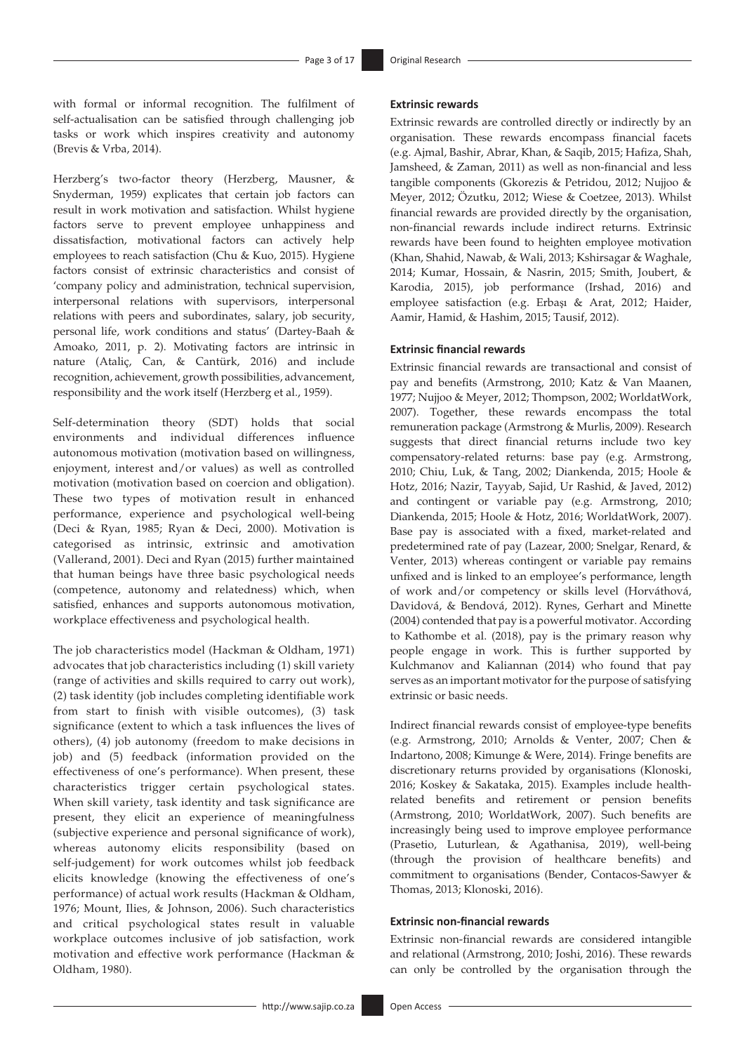with formal or informal recognition. The fulfilment of self-actualisation can be satisfied through challenging job tasks or work which inspires creativity and autonomy (Brevis & Vrba, 2014).

Herzberg's two-factor theory (Herzberg, Mausner, & Snyderman, 1959) explicates that certain job factors can result in work motivation and satisfaction. Whilst hygiene factors serve to prevent employee unhappiness and dissatisfaction, motivational factors can actively help employees to reach satisfaction (Chu & Kuo, 2015). Hygiene factors consist of extrinsic characteristics and consist of 'company policy and administration, technical supervision, interpersonal relations with supervisors, interpersonal relations with peers and subordinates, salary, job security, personal life, work conditions and status' (Dartey-Baah & Amoako, 2011, p. 2). Motivating factors are intrinsic in nature (Ataliç, Can, & Cantürk, 2016) and include recognition, achievement, growth possibilities, advancement, responsibility and the work itself (Herzberg et al., 1959).

Self-determination theory (SDT) holds that social environments and individual differences influence autonomous motivation (motivation based on willingness, enjoyment, interest and/or values) as well as controlled motivation (motivation based on coercion and obligation). These two types of motivation result in enhanced performance, experience and psychological well-being (Deci & Ryan, 1985; Ryan & Deci, 2000). Motivation is categorised as intrinsic, extrinsic and amotivation (Vallerand, 2001). Deci and Ryan (2015) further maintained that human beings have three basic psychological needs (competence, autonomy and relatedness) which, when satisfied, enhances and supports autonomous motivation, workplace effectiveness and psychological health.

The job characteristics model (Hackman & Oldham, 1971) advocates that job characteristics including (1) skill variety (range of activities and skills required to carry out work), (2) task identity (job includes completing identifiable work from start to finish with visible outcomes), (3) task significance (extent to which a task influences the lives of others), (4) job autonomy (freedom to make decisions in job) and (5) feedback (information provided on the effectiveness of one's performance). When present, these characteristics trigger certain psychological states. When skill variety, task identity and task significance are present, they elicit an experience of meaningfulness (subjective experience and personal significance of work), whereas autonomy elicits responsibility (based on self-judgement) for work outcomes whilst job feedback elicits knowledge (knowing the effectiveness of one's performance) of actual work results (Hackman & Oldham, 1976; Mount, Ilies, & Johnson, 2006). Such characteristics and critical psychological states result in valuable workplace outcomes inclusive of job satisfaction, work motivation and effective work performance (Hackman & Oldham, 1980).

### Extrinsic rewards

Extrinsic rewards are controlled directly or indirectly by an organisation. These rewards encompass financial facets (e.g. Ajmal, Bashir, Abrar, Khan, & Saqib, 2015; Hafiza, Shah, Jamsheed, & Zaman, 2011) as well as non-financial and less tangible components (Gkorezis & Petridou, 2012; Nujjoo & Meyer, 2012; Özutku, 2012; Wiese & Coetzee, 2013). Whilst financial rewards are provided directly by the organisation, non-financial rewards include indirect returns. Extrinsic rewards have been found to heighten employee motivation (Khan, Shahid, Nawab, & Wali, 2013; Kshirsagar & Waghale, 2014; Kumar, Hossain, & Nasrin, 2015; Smith, Joubert, & Karodia, 2015), job performance (Irshad, 2016) and employee satisfaction (e.g. Erbaşı & Arat, 2012; Haider, Aamir, Hamid, & Hashim, 2015; Tausif, 2012).

### Extrinsic financial rewards

Extrinsic financial rewards are transactional and consist of pay and benefits (Armstrong, 2010; Katz & Van Maanen, 1977; Nujjoo & Meyer, 2012; Thompson, 2002; WorldatWork, 2007). Together, these rewards encompass the total remuneration package (Armstrong & Murlis, 2009). Research suggests that direct financial returns include two key compensatory-related returns: base pay (e.g. Armstrong, 2010; Chiu, Luk, & Tang, 2002; Diankenda, 2015; Hoole & Hotz, 2016; Nazir, Tayyab, Sajid, Ur Rashid, & Javed, 2012) and contingent or variable pay (e.g. Armstrong, 2010; Diankenda, 2015; Hoole & Hotz, 2016; WorldatWork, 2007). Base pay is associated with a fixed, market-related and predetermined rate of pay (Lazear, 2000; Snelgar, Renard, & Venter, 2013) whereas contingent or variable pay remains unfixed and is linked to an employee's performance, length of work and/or competency or skills level (Horváthová, Davidová, & Bendová, 2012). Rynes, Gerhart and Minette (2004) contended that pay is a powerful motivator. According to Kathombe et al. (2018), pay is the primary reason why people engage in work. This is further supported by Kulchmanov and Kaliannan (2014) who found that pay serves as an important motivator for the purpose of satisfying extrinsic or basic needs.

Indirect financial rewards consist of employee-type benefits (e.g. Armstrong, 2010; Arnolds & Venter, 2007; Chen & Indartono, 2008; Kimunge & Were, 2014). Fringe benefits are discretionary returns provided by organisations (Klonoski, 2016; Koskey & Sakataka, 2015). Examples include health-related benefits and retirement or pension benefits (Armstrong, 2010; WorldatWork, 2007). Such benefits are increasingly being used to improve employee performance (Prasetio, Luturlean, & Agathanisa, 2019), well-being (through the provision of healthcare benefits) and commitment to organisations (Bender, Contacos-Sawyer & Thomas, 2013; Klonoski, 2016).

### Extrinsic non-financial rewards

Extrinsic non-financial rewards are considered intangible and relational (Armstrong, 2010; Joshi, 2016). These rewards can only be controlled by the organisation through the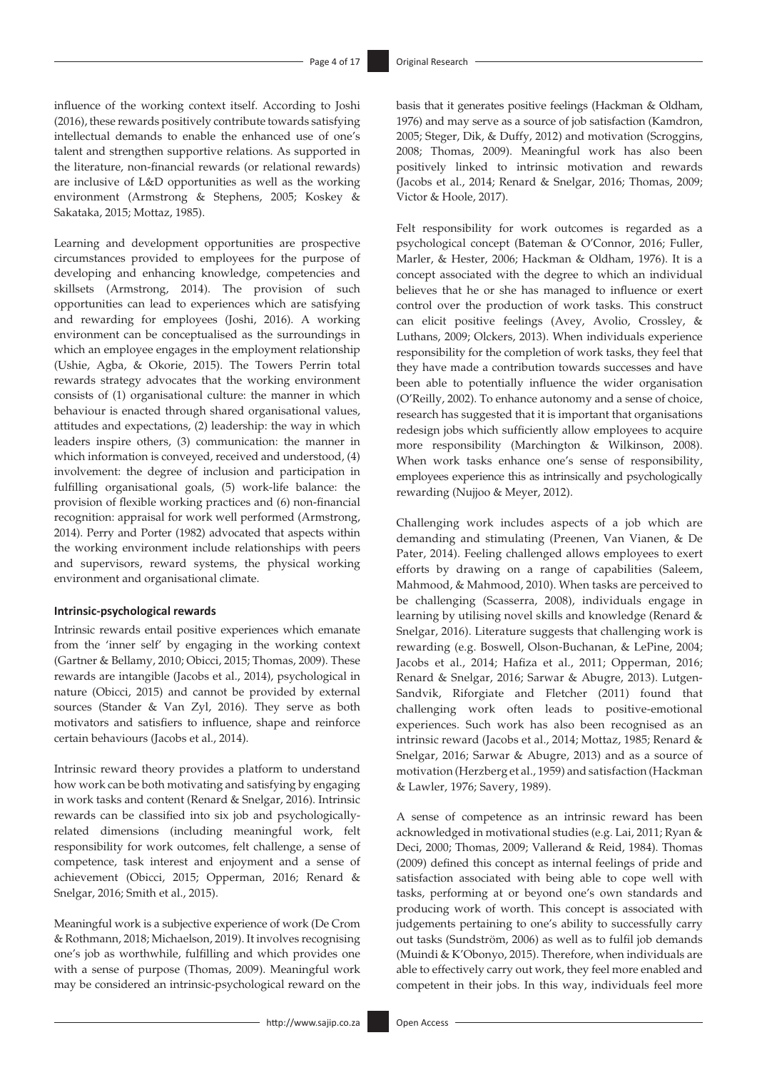influence of the working context itself. According to Joshi (2016), these rewards positively contribute towards satisfying intellectual demands to enable the enhanced use of one's talent and strengthen supportive relations. As supported in the literature, non-financial rewards (or relational rewards) are inclusive of L&D opportunities as well as the working environment (Armstrong & Stephens, 2005; Koskey & Sakataka, 2015; Mottaz, 1985).

Learning and development opportunities are prospective circumstances provided to employees for the purpose of developing and enhancing knowledge, competencies and skillsets (Armstrong, 2014). The provision of such opportunities can lead to experiences which are satisfying and rewarding for employees (Joshi, 2016). A working environment can be conceptualised as the surroundings in which an employee engages in the employment relationship (Ushie, Agba, & Okorie, 2015). The Towers Perrin total rewards strategy advocates that the working environment consists of (1) organisational culture: the manner in which behaviour is enacted through shared organisational values, attitudes and expectations, (2) leadership: the way in which leaders inspire others, (3) communication: the manner in which information is conveyed, received and understood, (4) involvement: the degree of inclusion and participation in fulfilling organisational goals, (5) work-life balance: the provision of flexible working practices and (6) non-financial recognition: appraisal for work well performed (Armstrong, 2014). Perry and Porter (1982) advocated that aspects within the working environment include relationships with peers and supervisors, reward systems, the physical working environment and organisational climate.

#### Intrinsic-psychological rewards

Intrinsic rewards entail positive experiences which emanate from the 'inner self' by engaging in the working context (Gartner & Bellamy, 2010; Obicci, 2015; Thomas, 2009). These rewards are intangible (Jacobs et al., 2014), psychological in nature (Obicci, 2015) and cannot be provided by external sources (Stander & Van Zyl, 2016). They serve as both motivators and satisfiers to influence, shape and reinforce certain behaviours (Jacobs et al., 2014).

Intrinsic reward theory provides a platform to understand how work can be both motivating and satisfying by engaging in work tasks and content (Renard & Snelgar, 2016). Intrinsic rewards can be classified into six job and psychologically-related dimensions (including meaningful work, felt responsibility for work outcomes, felt challenge, a sense of competence, task interest and enjoyment and a sense of achievement (Obicci, 2015; Opperman, 2016; Renard & Snelgar, 2016; Smith et al., 2015).

Meaningful work is a subjective experience of work (De Crom & Rothmann, 2018; Michaelson, 2019). It involves recognising one's job as worthwhile, fulfilling and which provides one with a sense of purpose (Thomas, 2009). Meaningful work may be considered an intrinsic-psychological reward on the basis that it generates positive feelings (Hackman & Oldham, 1976) and may serve as a source of job satisfaction (Kamdron, 2005; Steger, Dik, & Duffy, 2012) and motivation (Scroggins, 2008; Thomas, 2009). Meaningful work has also been positively linked to intrinsic motivation and rewards (Jacobs et al., 2014; Renard & Snelgar, 2016; Thomas, 2009; Victor & Hoole, 2017).

Felt responsibility for work outcomes is regarded as a psychological concept (Bateman & O'Connor, 2016; Fuller, Marler, & Hester, 2006; Hackman & Oldham, 1976). It is a concept associated with the degree to which an individual believes that he or she has managed to influence or exert control over the production of work tasks. This construct can elicit positive feelings (Avey, Avolio, Crossley, & Luthans, 2009; Olckers, 2013). When individuals experience responsibility for the completion of work tasks, they feel that they have made a contribution towards successes and have been able to potentially influence the wider organisation (O'Reilly, 2002). To enhance autonomy and a sense of choice, research has suggested that it is important that organisations redesign jobs which sufficiently allow employees to acquire more responsibility (Marchington & Wilkinson, 2008). When work tasks enhance one's sense of responsibility, employees experience this as intrinsically and psychologically rewarding (Nujjoo & Meyer, 2012).

Challenging work includes aspects of a job which are demanding and stimulating (Preenen, Van Vianen, & De Pater, 2014). Feeling challenged allows employees to exert efforts by drawing on a range of capabilities (Saleem, Mahmood, & Mahmood, 2010). When tasks are perceived to be challenging (Scasserra, 2008), individuals engage in learning by utilising novel skills and knowledge (Renard & Snelgar, 2016). Literature suggests that challenging work is rewarding (e.g. Boswell, Olson-Buchanan, & LePine, 2004; Jacobs et al., 2014; Hafiza et al., 2011; Opperman, 2016; Renard & Snelgar, 2016; Sarwar & Abugre, 2013). Lutgen-Sandvik, Riforgiate and Fletcher (2011) found that challenging work often leads to positive-emotional experiences. Such work has also been recognised as an intrinsic reward (Jacobs et al., 2014; Mottaz, 1985; Renard & Snelgar, 2016; Sarwar & Abugre, 2013) and as a source of motivation (Herzberg et al., 1959) and satisfaction (Hackman & Lawler, 1976; Savery, 1989).

A sense of competence as an intrinsic reward has been acknowledged in motivational studies (e.g. Lai, 2011; Ryan & Deci, 2000; Thomas, 2009; Vallerand & Reid, 1984). Thomas (2009) defined this concept as internal feelings of pride and satisfaction associated with being able to cope well with tasks, performing at or beyond one's own standards and producing work of worth. This concept is associated with judgements pertaining to one's ability to successfully carry out tasks (Sundström, 2006) as well as to fulfil job demands (Muindi & K'Obonyo, 2015). Therefore, when individuals are able to effectively carry out work, they feel more enabled and competent in their jobs. In this way, individuals feel more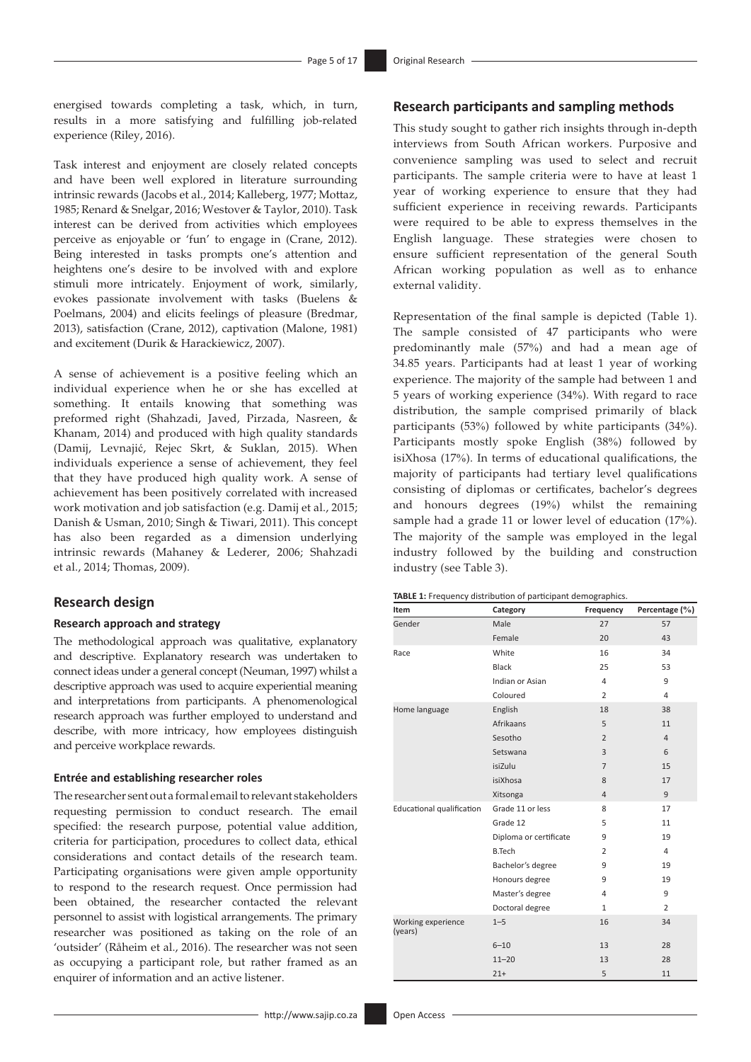energised towards completing a task, which, in turn, results in a more satisfying and fulfilling job-related experience (Riley, 2016).

Task interest and enjoyment are closely related concepts and have been well explored in literature surrounding intrinsic rewards (Jacobs et al., 2014; Kalleberg, 1977; Mottaz, 1985; Renard & Snelgar, 2016; Westover & Taylor, 2010). Task interest can be derived from activities which employees perceive as enjoyable or 'fun' to engage in (Crane, 2012). Being interested in tasks prompts one's attention and heightens one's desire to be involved with and explore stimuli more intricately. Enjoyment of work, similarly, evokes passionate involvement with tasks (Buelens & Poelmans, 2004) and elicits feelings of pleasure (Bredmar, 2013), satisfaction (Crane, 2012), captivation (Malone, 1981) and excitement (Durik & Harackiewicz, 2007).

A sense of achievement is a positive feeling which an individual experience when he or she has excelled at something. It entails knowing that something was preformed right (Shahzadi, Javed, Pirzada, Nasreen, & Khanam, 2014) and produced with high quality standards (Damij, Levnajić, Rejec Skrt, & Suklan, 2015). When individuals experience a sense of achievement, they feel that they have produced high quality work. A sense of achievement has been positively correlated with increased work motivation and job satisfaction (e.g. Damij et al., 2015; Danish & Usman, 2010; Singh & Tiwari, 2011). This concept has also been regarded as a dimension underlying intrinsic rewards (Mahaney & Lederer, 2006; Shahzadi et al., 2014; Thomas, 2009).

## Research design

### Research approach and strategy

The methodological approach was qualitative, explanatory and descriptive. Explanatory research was undertaken to connect ideas under a general concept (Neuman, 1997) whilst a descriptive approach was used to acquire experiential meaning and interpretations from participants. A phenomenological research approach was further employed to understand and describe, with more intricacy, how employees distinguish and perceive workplace rewards.

### Entrée and establishing researcher roles

The researcher sent out a formal email to relevant stakeholders requesting permission to conduct research. The email specified: the research purpose, potential value addition, criteria for participation, procedures to collect data, ethical considerations and contact details of the research team. Participating organisations were given ample opportunity to respond to the research request. Once permission had been obtained, the researcher contacted the relevant personnel to assist with logistical arrangements. The primary researcher was positioned as taking on the role of an 'outsider' (Råheim et al., 2016). The researcher was not seen as occupying a participant role, but rather framed as an enquirer of information and an active listener.

### Research participants and sampling methods

This study sought to gather rich insights through in-depth interviews from South African workers. Purposive and convenience sampling was used to select and recruit participants. The sample criteria were to have at least 1 year of working experience to ensure that they had sufficient experience in receiving rewards. Participants were required to be able to express themselves in the English language. These strategies were chosen to ensure sufficient representation of the general South African working population as well as to enhance external validity.

Representation of the final sample is depicted (Table 1). The sample consisted of 47 participants who were predominantly male (57%) and had a mean age of 34.85 years. Participants had at least 1 year of working experience. The majority of the sample had between 1 and 5 years of working experience (34%). With regard to race distribution, the sample comprised primarily of black participants (53%) followed by white participants (34%). Participants mostly spoke English (38%) followed by isiXhosa (17%). In terms of educational qualifications, the majority of participants had tertiary level qualifications consisting of diplomas or certificates, bachelor's degrees and honours degrees (19%) whilst the remaining sample had a grade 11 or lower level of education (17%). The majority of the sample was employed in the legal industry followed by the building and construction industry (see Table 3).

**TABLE 1:** Frequency distribution of participant demographics.

| Item | Category | Frequency | Percentage (%) |
|---|---|---|---|
| Gender | Male | 27 | 57 |
| | Female | 20 | 43 |
| Race | White | 16 | 34 |
| | Black | 25 | 53 |
| | Indian or Asian | 4 | 9 |
| | Coloured | 2 | 4 |
| Home language | English | 18 | 38 |
| | Afrikaans | 5 | 11 |
| | Sesotho | 2 | 4 |
| | Setswana | 3 | 6 |
| | isiZulu | 7 | 15 |
| | isiXhosa | 8 | 17 |
| | Xitsonga | 4 | 9 |
| Educational qualification | Grade 11 or less | 8 | 17 |
| | Grade 12 | 5 | 11 |
| | Diploma or certificate | 9 | 19 |
| | B.Tech | 2 | 4 |
| | Bachelor's degree | 9 | 19 |
| | Honours degree | 9 | 19 |
| | Master's degree | 4 | 9 |
| | Doctoral degree | 1 | 2 |
| Working experience (years) | 1–5 | 16 | 34 |
| | 6–10 | 13 | 28 |
| | 11–20 | 13 | 28 |
| | 21+ | 5 | 11 |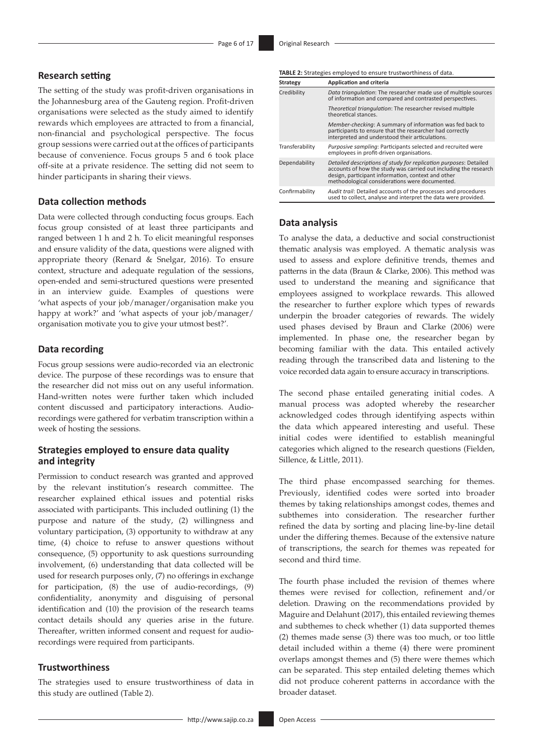### Research setting

The setting of the study was profit-driven organisations in the Johannesburg area of the Gauteng region. Profit-driven organisations were selected as the study aimed to identify rewards which employees are attracted to from a financial, non-financial and psychological perspective. The focus group sessions were carried out at the offices of participants because of convenience. Focus groups 5 and 6 took place off-site at a private residence. The setting did not seem to hinder participants in sharing their views.

### Data collection methods

Data were collected through conducting focus groups. Each focus group consisted of at least three participants and ranged between 1 h and 2 h. To elicit meaningful responses and ensure validity of the data, questions were aligned with appropriate theory (Renard & Snelgar, 2016). To ensure context, structure and adequate regulation of the sessions, open-ended and semi-structured questions were presented in an interview guide. Examples of questions were 'what aspects of your job/manager/organisation make you happy at work?' and 'what aspects of your job/manager/organisation motivate you to give your utmost best?'.

### Data recording

Focus group sessions were audio-recorded via an electronic device. The purpose of these recordings was to ensure that the researcher did not miss out on any useful information. Hand-written notes were further taken which included content discussed and participatory interactions. Audio-recordings were gathered for verbatim transcription within a week of hosting the sessions.

### Strategies employed to ensure data quality and integrity

Permission to conduct research was granted and approved by the relevant institution's research committee. The researcher explained ethical issues and potential risks associated with participants. This included outlining (1) the purpose and nature of the study, (2) willingness and voluntary participation, (3) opportunity to withdraw at any time, (4) choice to refuse to answer questions without consequence, (5) opportunity to ask questions surrounding involvement, (6) understanding that data collected will be used for research purposes only, (7) no offerings in exchange for participation, (8) the use of audio-recordings, (9) confidentiality, anonymity and disguising of personal identification and (10) the provision of the research teams contact details should any queries arise in the future. Thereafter, written informed consent and request for audio-recordings were required from participants.

### Trustworthiness

The strategies used to ensure trustworthiness of data in this study are outlined (Table 2).

**TABLE 2:** Strategies employed to ensure trustworthiness of data.

| Strategy | Application and criteria |
|---|---|
| Credibility | *Data triangulation*: The researcher made use of multiple sources of information and compared and contrasted perspectives. |
| | *Theoretical triangulation*: The researcher revised multiple theoretical stances. |
| | *Member-checking*: A summary of information was fed back to participants to ensure that the researcher had correctly interpreted and understood their articulations. |
| Transferability | *Purposive sampling*: Participants selected and recruited were employees in profit-driven organisations. |
| Dependability | *Detailed descriptions of study for replication purposes*: Detailed accounts of how the study was carried out including the research design, participant information, context and other methodological considerations were documented. |
| Confirmability | *Audit trail*: Detailed accounts of the processes and procedures used to collect, analyse and interpret the data were provided. |

### Data analysis

To analyse the data, a deductive and social constructionist thematic analysis was employed. A thematic analysis was used to assess and explore definitive trends, themes and patterns in the data (Braun & Clarke, 2006). This method was used to understand the meaning and significance that employees assigned to workplace rewards. This allowed the researcher to further explore which types of rewards underpin the broader categories of rewards. The widely used phases devised by Braun and Clarke (2006) were implemented. In phase one, the researcher began by becoming familiar with the data. This entailed actively reading through the transcribed data and listening to the voice recorded data again to ensure accuracy in transcriptions.

The second phase entailed generating initial codes. A manual process was adopted whereby the researcher acknowledged codes through identifying aspects within the data which appeared interesting and useful. These initial codes were identified to establish meaningful categories which aligned to the research questions (Fielden, Sillence, & Little, 2011).

The third phase encompassed searching for themes. Previously, identified codes were sorted into broader themes by taking relationships amongst codes, themes and subthemes into consideration. The researcher further refined the data by sorting and placing line-by-line detail under the differing themes. Because of the extensive nature of transcriptions, the search for themes was repeated for second and third time.

The fourth phase included the revision of themes where themes were revised for collection, refinement and/or deletion. Drawing on the recommendations provided by Maguire and Delahunt (2017), this entailed reviewing themes and subthemes to check whether (1) data supported themes (2) themes made sense (3) there was too much, or too little detail included within a theme (4) there were prominent overlaps amongst themes and (5) there were themes which can be separated. This step entailed deleting themes which did not produce coherent patterns in accordance with the broader dataset.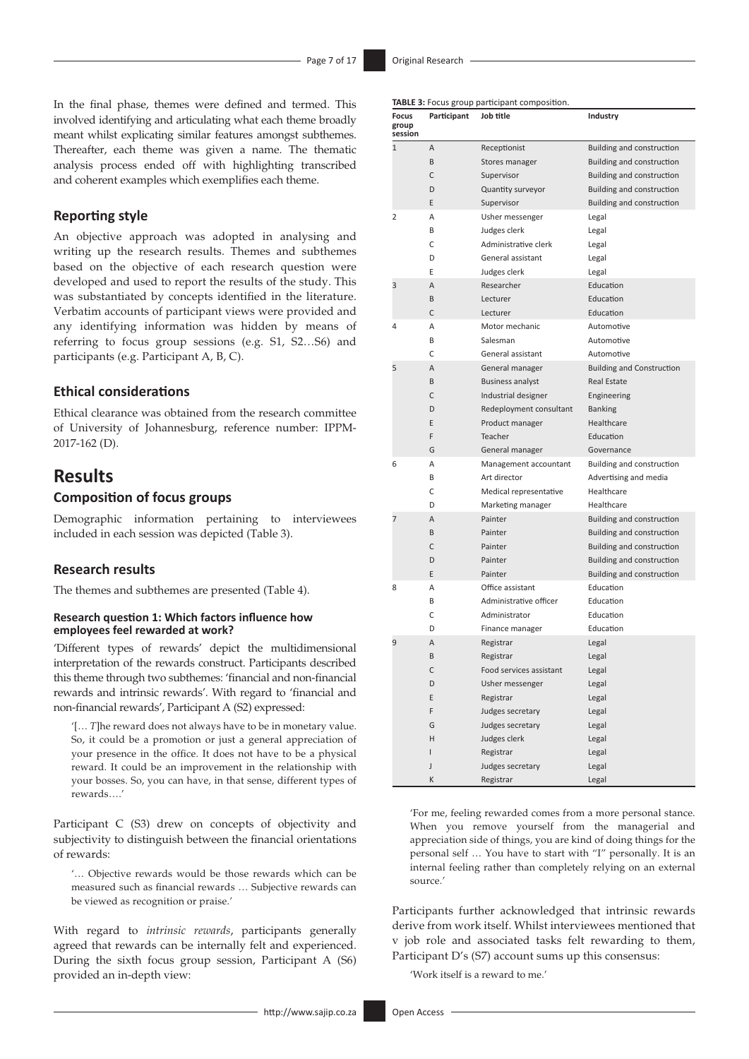In the final phase, themes were defined and termed. This involved identifying and articulating what each theme broadly meant whilst explicating similar features amongst subthemes. Thereafter, each theme was given a name. The thematic analysis process ended off with highlighting transcribed and coherent examples which exemplifies each theme.

### Reporting style

An objective approach was adopted in analysing and writing up the research results. Themes and subthemes based on the objective of each research question were developed and used to report the results of the study. This was substantiated by concepts identified in the literature. Verbatim accounts of participant views were provided and any identifying information was hidden by means of referring to focus group sessions (e.g. S1, S2…S6) and participants (e.g. Participant A, B, C).

### Ethical considerations

Ethical clearance was obtained from the research committee of University of Johannesburg, reference number: IPPM-2017-162 (D).

## Results

### Composition of focus groups

Demographic information pertaining to interviewees included in each session was depicted (Table 3).

**TABLE 3:** Focus group participant composition.

| Focus group session | Participant | Job title | Industry |
|---|---|---|---|
| 1 | A | Receptionist | Building and construction |
| | B | Stores manager | Building and construction |
| | C | Supervisor | Building and construction |
| | D | Quantity surveyor | Building and construction |
| | E | Supervisor | Building and construction |
| 2 | A | Usher messenger | Legal |
| | B | Judges clerk | Legal |
| | C | Administrative clerk | Legal |
| | D | General assistant | Legal |
| | E | Judges clerk | Legal |
| 3 | A | Researcher | Education |
| | B | Lecturer | Education |
| | C | Lecturer | Education |
| 4 | A | Motor mechanic | Automotive |
| | B | Salesman | Automotive |
| | C | General assistant | Automotive |
| 5 | A | General manager | Building and Construction |
| | B | Business analyst | Real Estate |
| | C | Industrial designer | Engineering |
| | D | Redeployment consultant | Banking |
| | E | Product manager | Healthcare |
| | F | Teacher | Education |
| | G | General manager | Governance |
| 6 | A | Management accountant | Building and construction |
| | B | Art director | Advertising and media |
| | C | Medical representative | Healthcare |
| | D | Marketing manager | Healthcare |
| 7 | A | Painter | Building and construction |
| | B | Painter | Building and construction |
| | C | Painter | Building and construction |
| | D | Painter | Building and construction |
| | E | Painter | Building and construction |
| 8 | A | Office assistant | Education |
| | B | Administrative officer | Education |
| | C | Administrator | Education |
| | D | Finance manager | Education |
| 9 | A | Registrar | Legal |
| | B | Registrar | Legal |
| | C | Food services assistant | Legal |
| | D | Usher messenger | Legal |
| | E | Registrar | Legal |
| | F | Judges secretary | Legal |
| | G | Judges secretary | Legal |
| | H | Judges clerk | Legal |
| | I | Registrar | Legal |
| | J | Judges secretary | Legal |
| | K | Registrar | Legal |

### Research results

The themes and subthemes are presented (Table 4).

#### Research question 1: Which factors influence how employees feel rewarded at work?

'Different types of rewards' depict the multidimensional interpretation of the rewards construct. Participants described this theme through two subthemes: 'financial and non-financial rewards and intrinsic rewards'. With regard to 'financial and non-financial rewards', Participant A (S2) expressed:

> '[… *T*]he reward does not always have to be in monetary value. So, it could be a promotion or just a general appreciation of your presence in the office. It does not have to be a physical reward. It could be an improvement in the relationship with your bosses. So, you can have, in that sense, different types of rewards….'

Participant C (S3) drew on concepts of objectivity and subjectivity to distinguish between the financial orientations of rewards:

> '… Objective rewards would be those rewards which can be measured such as financial rewards … Subjective rewards can be viewed as recognition or praise.'

With regard to *intrinsic rewards*, participants generally agreed that rewards can be internally felt and experienced. During the sixth focus group session, Participant A (S6) provided an in-depth view:

> 'For me, feeling rewarded comes from a more personal stance. When you remove yourself from the managerial and appreciation side of things, you are kind of doing things for the personal self … You have to start with "I" personally. It is an internal feeling rather than completely relying on an external source.'

Participants further acknowledged that intrinsic rewards derive from work itself. Whilst interviewees mentioned that v job role and associated tasks felt rewarding to them, Participant D's (S7) account sums up this consensus:

> 'Work itself is a reward to me.'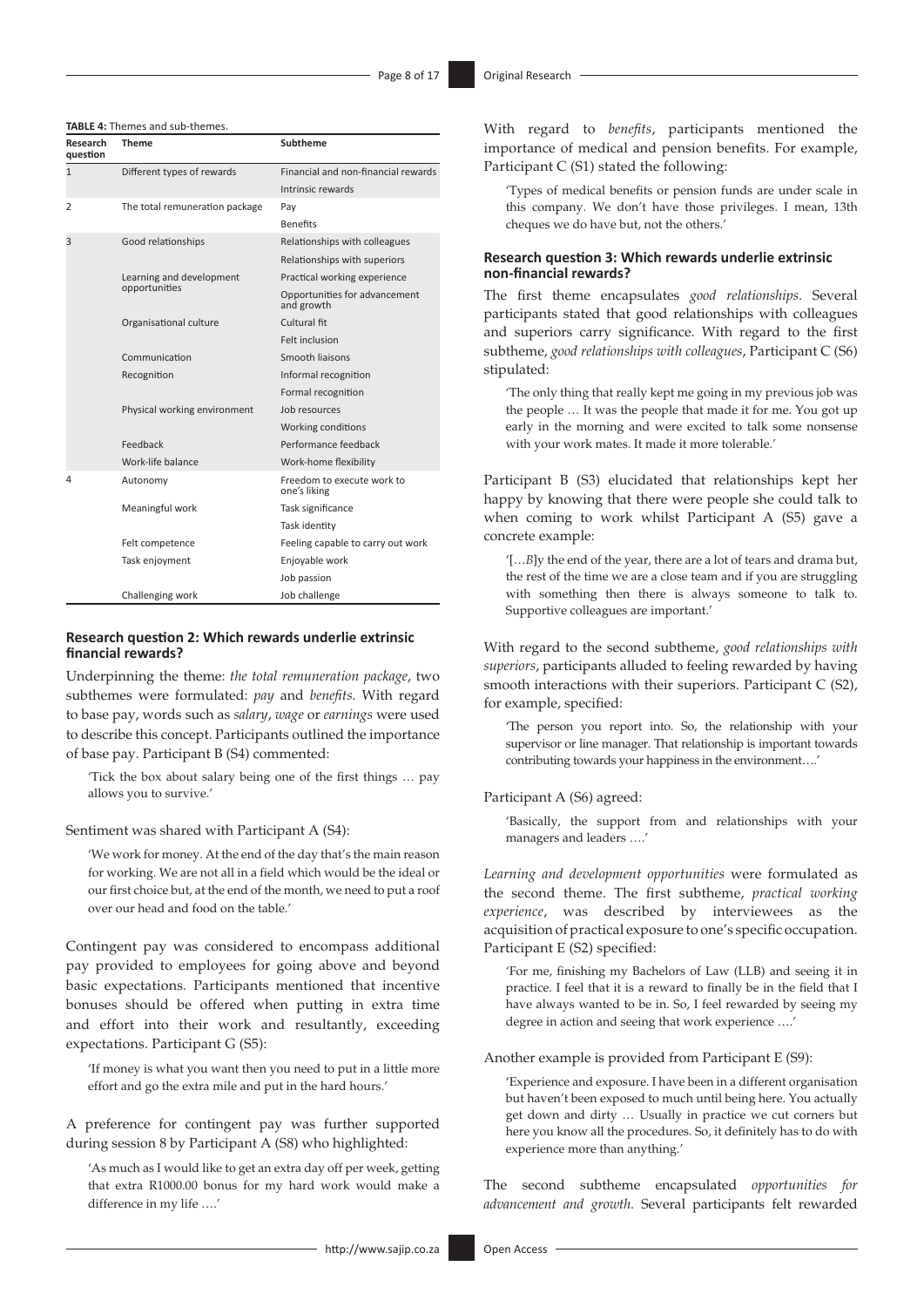**TABLE 4:** Themes and sub-themes.

| Research question | Theme | Subtheme |
|---|---|---|
| 1 | Different types of rewards | Financial and non-financial rewards |
| | | Intrinsic rewards |
| 2 | The total remuneration package | Pay |
| | | Benefits |
| 3 | Good relationships | Relationships with colleagues |
| | | Relationships with superiors |
| | Learning and development opportunities | Practical working experience |
| | | Opportunities for advancement and growth |
| | Organisational culture | Cultural fit |
| | | Felt inclusion |
| | Communication | Smooth liaisons |
| | Recognition | Informal recognition |
| | | Formal recognition |
| | Physical working environment | Job resources |
| | | Working conditions |
| | Feedback | Performance feedback |
| | Work-life balance | Work-home flexibility |
| 4 | Autonomy | Freedom to execute work to one's liking |
| | Meaningful work | Task significance |
| | | Task identity |
| | Felt competence | Feeling capable to carry out work |
| | Task enjoyment | Enjoyable work |
| | | Job passion |
| | Challenging work | Job challenge |

### Research question 2: Which rewards underlie extrinsic financial rewards?

Underpinning the theme: *the total remuneration package*, two subthemes were formulated: *pay* and *benefits*. With regard to base pay, words such as *salary*, *wage* or *earnings* were used to describe this concept. Participants outlined the importance of base pay. Participant B (S4) commented:

> 'Tick the box about salary being one of the first things … pay allows you to survive.'

Sentiment was shared with Participant A (S4):

> 'We work for money. At the end of the day that's the main reason for working. We are not all in a field which would be the ideal or our first choice but, at the end of the month, we need to put a roof over our head and food on the table.'

Contingent pay was considered to encompass additional pay provided to employees for going above and beyond basic expectations. Participants mentioned that incentive bonuses should be offered when putting in extra time and effort into their work and resultantly, exceeding expectations. Participant G (S5):

> 'If money is what you want then you need to put in a little more effort and go the extra mile and put in the hard hours.'

A preference for contingent pay was further supported during session 8 by Participant A (S8) who highlighted:

> 'As much as I would like to get an extra day off per week, getting that extra R1000.00 bonus for my hard work would make a difference in my life ….'

With regard to *benefits*, participants mentioned the importance of medical and pension benefits. For example, Participant C (S1) stated the following:

> 'Types of medical benefits or pension funds are under scale in this company. We don't have those privileges. I mean, 13th cheques we do have but, not the others.'

### Research question 3: Which rewards underlie extrinsic non-financial rewards?

The first theme encapsulates *good relationships*. Several participants stated that good relationships with colleagues and superiors carry significance. With regard to the first subtheme, *good relationships with colleagues*, Participant C (S6) stipulated:

> 'The only thing that really kept me going in my previous job was the people … It was the people that made it for me. You got up early in the morning and were excited to talk some nonsense with your work mates. It made it more tolerable.'

Participant B (S3) elucidated that relationships kept her happy by knowing that there were people she could talk to when coming to work whilst Participant A (S5) gave a concrete example:

> '[…*B*]y the end of the year, there are a lot of tears and drama but, the rest of the time we are a close team and if you are struggling with something then there is always someone to talk to. Supportive colleagues are important.'

With regard to the second subtheme, *good relationships with superiors*, participants alluded to feeling rewarded by having smooth interactions with their superiors. Participant C (S2), for example, specified:

> 'The person you report into. So, the relationship with your supervisor or line manager. That relationship is important towards contributing towards your happiness in the environment….'

Participant A (S6) agreed:

> 'Basically, the support from and relationships with your managers and leaders ….'

*Learning and development opportunities* were formulated as the second theme. The first subtheme, *practical working experience*, was described by interviewees as the acquisition of practical exposure to one's specific occupation. Participant E (S2) specified:

> 'For me, finishing my Bachelors of Law (LLB) and seeing it in practice. I feel that it is a reward to finally be in the field that I have always wanted to be in. So, I feel rewarded by seeing my degree in action and seeing that work experience ….'

Another example is provided from Participant E (S9):

> 'Experience and exposure. I have been in a different organisation but haven't been exposed to much until being here. You actually get down and dirty … Usually in practice we cut corners but here you know all the procedures. So, it definitely has to do with experience more than anything.'

The second subtheme encapsulated *opportunities for advancement and growth*. Several participants felt rewarded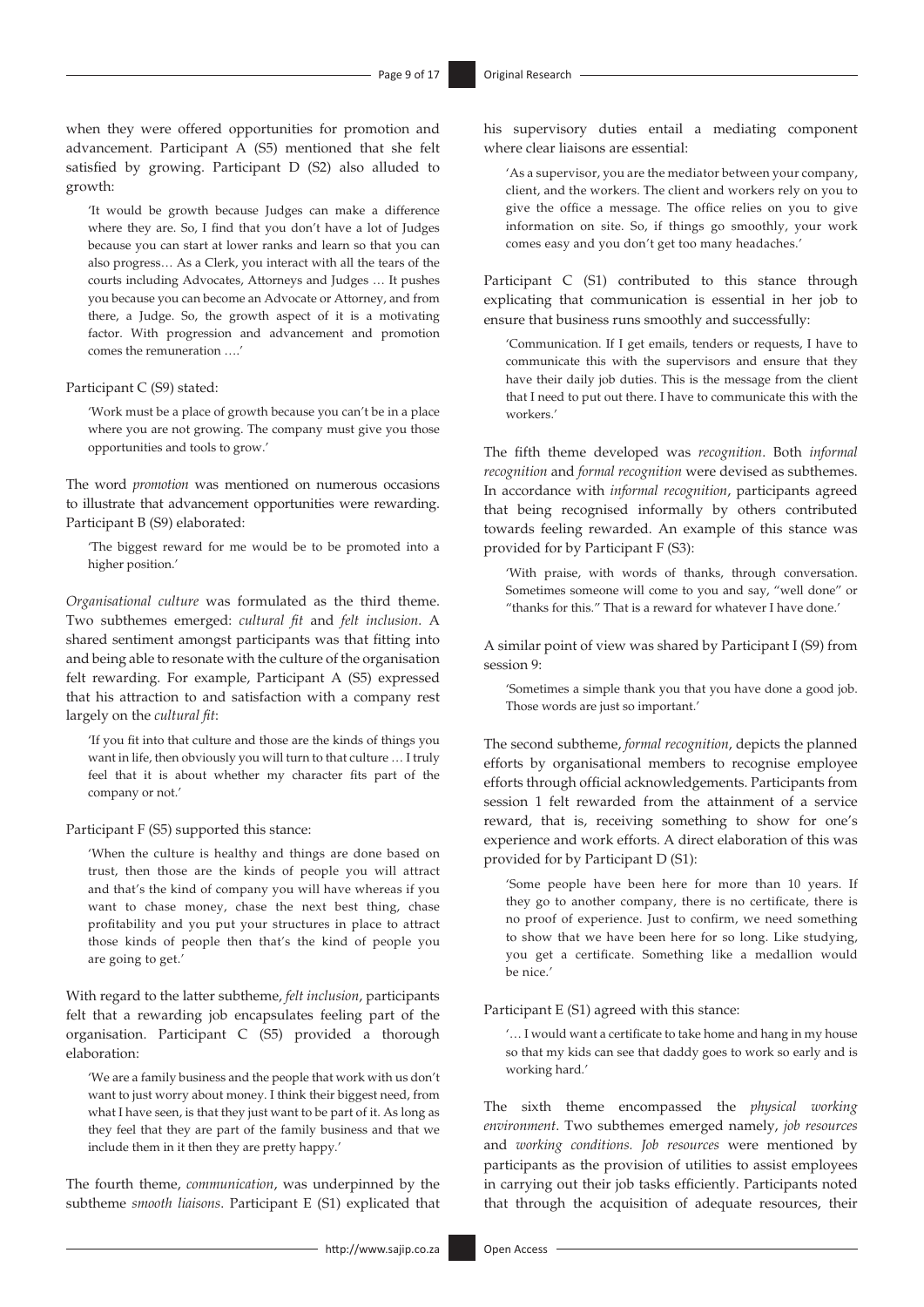when they were offered opportunities for promotion and advancement. Participant A (S5) mentioned that she felt satisfied by growing. Participant D (S2) also alluded to growth:

> 'It would be growth because Judges can make a difference where they are. So, I find that you don't have a lot of Judges because you can start at lower ranks and learn so that you can also progress… As a Clerk, you interact with all the tears of the courts including Advocates, Attorneys and Judges … It pushes you because you can become an Advocate or Attorney, and from there, a Judge. So, the growth aspect of it is a motivating factor. With progression and advancement and promotion comes the remuneration ….'

Participant C (S9) stated:

> 'Work must be a place of growth because you can't be in a place where you are not growing. The company must give you those opportunities and tools to grow.'

The word *promotion* was mentioned on numerous occasions to illustrate that advancement opportunities were rewarding. Participant B (S9) elaborated:

> 'The biggest reward for me would be to be promoted into a higher position.'

*Organisational culture* was formulated as the third theme. Two subthemes emerged: *cultural fit* and *felt inclusion*. A shared sentiment amongst participants was that fitting into and being able to resonate with the culture of the organisation felt rewarding. For example, Participant A (S5) expressed that his attraction to and satisfaction with a company rest largely on the *cultural fit*:

> 'If you fit into that culture and those are the kinds of things you want in life, then obviously you will turn to that culture … I truly feel that it is about whether my character fits part of the company or not.'

Participant F (S5) supported this stance:

> 'When the culture is healthy and things are done based on trust, then those are the kinds of people you will attract and that's the kind of company you will have whereas if you want to chase money, chase the next best thing, chase profitability and you put your structures in place to attract those kinds of people then that's the kind of people you are going to get.'

With regard to the latter subtheme, *felt inclusion*, participants felt that a rewarding job encapsulates feeling part of the organisation. Participant C (S5) provided a thorough elaboration:

> 'We are a family business and the people that work with us don't want to just worry about money. I think their biggest need, from what I have seen, is that they just want to be part of it. As long as they feel that they are part of the family business and that we include them in it then they are pretty happy.'

The fourth theme, *communication*, was underpinned by the subtheme *smooth liaisons*. Participant E (S1) explicated that his supervisory duties entail a mediating component where clear liaisons are essential:

> 'As a supervisor, you are the mediator between your company, client, and the workers. The client and workers rely on you to give the office a message. The office relies on you to give information on site. So, if things go smoothly, your work comes easy and you don't get too many headaches.'

Participant C (S1) contributed to this stance through explicating that communication is essential in her job to ensure that business runs smoothly and successfully:

> 'Communication. If I get emails, tenders or requests, I have to communicate this with the supervisors and ensure that they have their daily job duties. This is the message from the client that I need to put out there. I have to communicate this with the workers.'

The fifth theme developed was *recognition*. Both *informal recognition* and *formal recognition* were devised as subthemes. In accordance with *informal recognition*, participants agreed that being recognised informally by others contributed towards feeling rewarded. An example of this stance was provided for by Participant F (S3):

> 'With praise, with words of thanks, through conversation. Sometimes someone will come to you and say, "well done" or "thanks for this." That is a reward for whatever I have done.'

A similar point of view was shared by Participant I (S9) from session 9:

> 'Sometimes a simple thank you that you have done a good job. Those words are just so important.'

The second subtheme, *formal recognition*, depicts the planned efforts by organisational members to recognise employee efforts through official acknowledgements. Participants from session 1 felt rewarded from the attainment of a service reward, that is, receiving something to show for one's experience and work efforts. A direct elaboration of this was provided for by Participant D (S1):

> 'Some people have been here for more than 10 years. If they go to another company, there is no certificate, there is no proof of experience. Just to confirm, we need something to show that we have been here for so long. Like studying, you get a certificate. Something like a medallion would be nice.'

Participant E (S1) agreed with this stance:

> '… I would want a certificate to take home and hang in my house so that my kids can see that daddy goes to work so early and is working hard.'

The sixth theme encompassed the *physical working environment*. Two subthemes emerged namely, *job resources* and *working conditions. Job resources* were mentioned by participants as the provision of utilities to assist employees in carrying out their job tasks efficiently. Participants noted that through the acquisition of adequate resources, their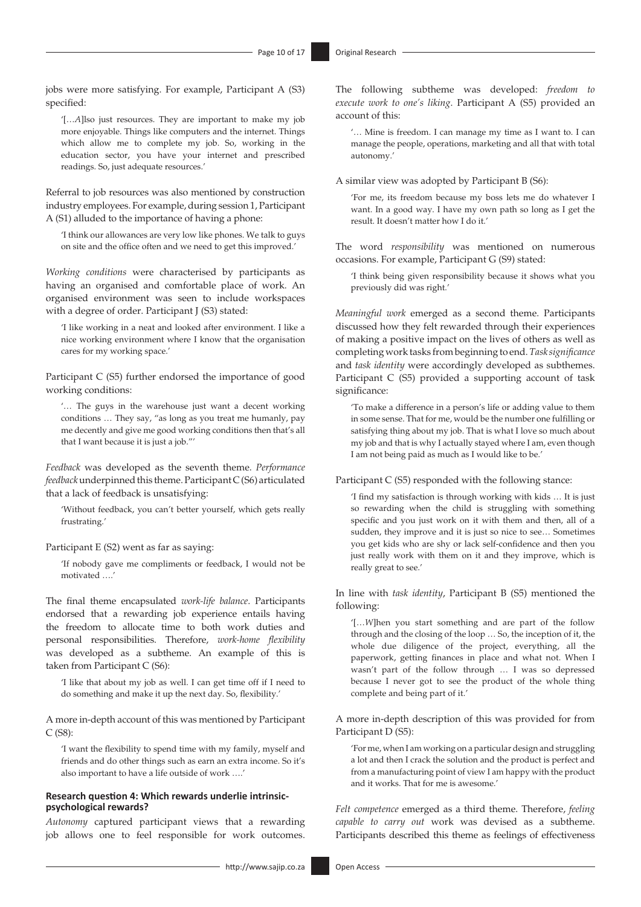jobs were more satisfying. For example, Participant A (S3) specified:

> '[…*A*]lso just resources. They are important to make my job more enjoyable. Things like computers and the internet. Things which allow me to complete my job. So, working in the education sector, you have your internet and prescribed readings. So, just adequate resources.'

Referral to job resources was also mentioned by construction industry employees. For example, during session 1, Participant A (S1) alluded to the importance of having a phone:

> 'I think our allowances are very low like phones. We talk to guys on site and the office often and we need to get this improved.'

*Working conditions* were characterised by participants as having an organised and comfortable place of work. An organised environment was seen to include workspaces with a degree of order. Participant J (S3) stated:

> 'I like working in a neat and looked after environment. I like a nice working environment where I know that the organisation cares for my working space.'

Participant C (S5) further endorsed the importance of good working conditions:

> '… The guys in the warehouse just want a decent working conditions … They say, "as long as you treat me humanly, pay me decently and give me good working conditions then that's all that I want because it is just a job."'

*Feedback* was developed as the seventh theme. *Performance feedback* underpinned this theme. Participant C (S6) articulated that a lack of feedback is unsatisfying:

> 'Without feedback, you can't better yourself, which gets really frustrating.'

Participant E (S2) went as far as saying:

> 'If nobody gave me compliments or feedback, I would not be motivated ….'

The final theme encapsulated *work-life balance*. Participants endorsed that a rewarding job experience entails having the freedom to allocate time to both work duties and personal responsibilities. Therefore, *work-home flexibility* was developed as a subtheme. An example of this is taken from Participant C (S6):

> 'I like that about my job as well. I can get time off if I need to do something and make it up the next day. So, flexibility.'

A more in-depth account of this was mentioned by Participant C (S8):

> 'I want the flexibility to spend time with my family, myself and friends and do other things such as earn an extra income. So it's also important to have a life outside of work ….'

#### Research question 4: Which rewards underlie intrinsic-psychological rewards?

*Autonomy* captured participant views that a rewarding job allows one to feel responsible for work outcomes. The following subtheme was developed: *freedom to execute work to one's liking*. Participant A (S5) provided an account of this:

> '… Mine is freedom. I can manage my time as I want to. I can manage the people, operations, marketing and all that with total autonomy.'

A similar view was adopted by Participant B (S6):

> 'For me, its freedom because my boss lets me do whatever I want. In a good way. I have my own path so long as I get the result. It doesn't matter how I do it.'

The word *responsibility* was mentioned on numerous occasions. For example, Participant G (S9) stated:

> 'I think being given responsibility because it shows what you previously did was right.'

*Meaningful work* emerged as a second theme. Participants discussed how they felt rewarded through their experiences of making a positive impact on the lives of others as well as completing work tasks from beginning to end. *Task significance* and *task identity* were accordingly developed as subthemes. Participant C (S5) provided a supporting account of task significance:

> 'To make a difference in a person's life or adding value to them in some sense. That for me, would be the number one fulfilling or satisfying thing about my job. That is what I love so much about my job and that is why I actually stayed where I am, even though I am not being paid as much as I would like to be.'

Participant C (S5) responded with the following stance:

> 'I find my satisfaction is through working with kids … It is just so rewarding when the child is struggling with something specific and you just work on it with them and then, all of a sudden, they improve and it is just so nice to see… Sometimes you get kids who are shy or lack self-confidence and then you just really work with them on it and they improve, which is really great to see.'

In line with *task identity*, Participant B (S5) mentioned the following:

> '[…*W*]hen you start something and are part of the follow through and the closing of the loop … So, the inception of it, the whole due diligence of the project, everything, all the paperwork, getting finances in place and what not. When I wasn't part of the follow through … I was so depressed because I never got to see the product of the whole thing complete and being part of it.'

A more in-depth description of this was provided for from Participant D (S5):

> 'For me, when I am working on a particular design and struggling a lot and then I crack the solution and the product is perfect and from a manufacturing point of view I am happy with the product and it works. That for me is awesome.'

*Felt competence* emerged as a third theme. Therefore, *feeling capable to carry out* work was devised as a subtheme. Participants described this theme as feelings of effectiveness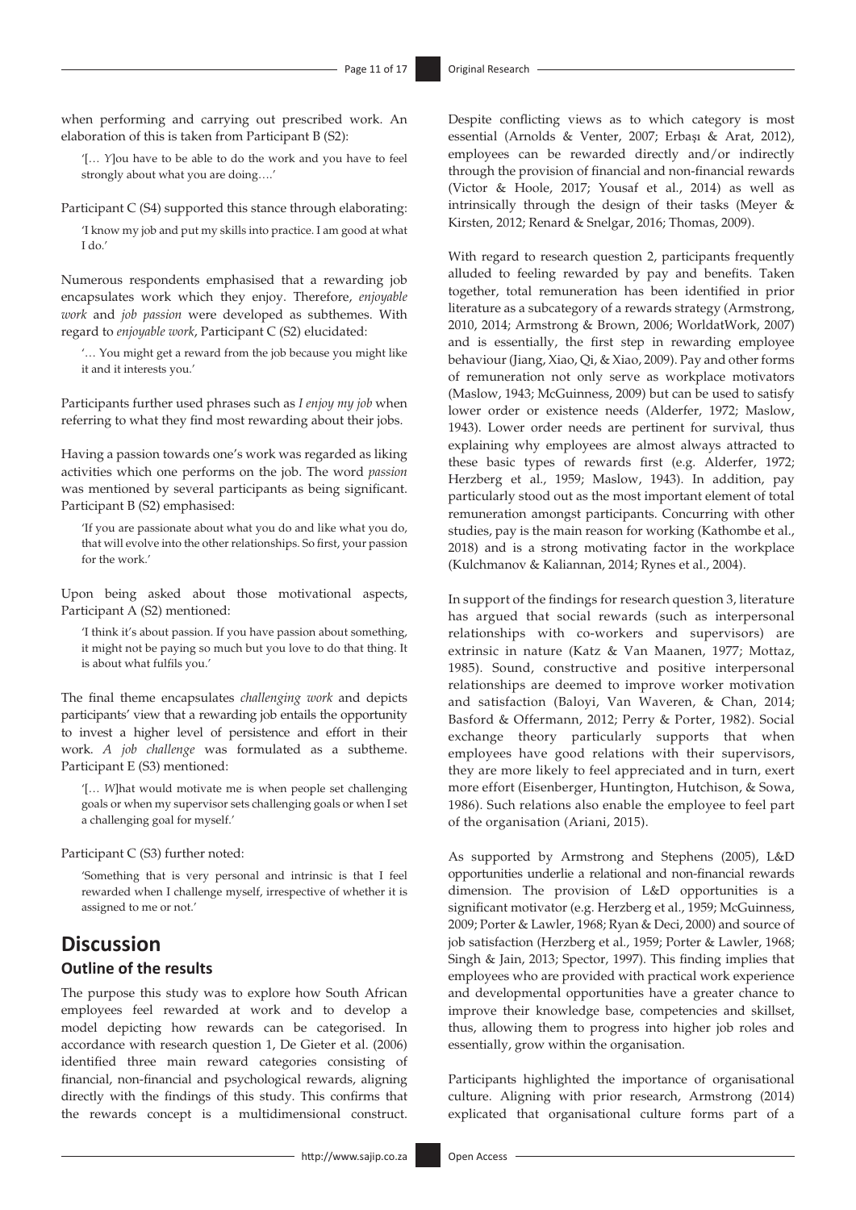when performing and carrying out prescribed work. An elaboration of this is taken from Participant B (S2):

> '[… *Y*]ou have to be able to do the work and you have to feel strongly about what you are doing….'

Participant C (S4) supported this stance through elaborating:

> 'I know my job and put my skills into practice. I am good at what I do.'

Numerous respondents emphasised that a rewarding job encapsulates work which they enjoy. Therefore, *enjoyable work* and *job passion* were developed as subthemes. With regard to *enjoyable work*, Participant C (S2) elucidated:

> '… You might get a reward from the job because you might like it and it interests you.'

Participants further used phrases such as *I enjoy my job* when referring to what they find most rewarding about their jobs.

Having a passion towards one's work was regarded as liking activities which one performs on the job. The word *passion* was mentioned by several participants as being significant. Participant B (S2) emphasised:

> 'If you are passionate about what you do and like what you do, that will evolve into the other relationships. So first, your passion for the work.'

Upon being asked about those motivational aspects, Participant A (S2) mentioned:

> 'I think it's about passion. If you have passion about something, it might not be paying so much but you love to do that thing. It is about what fulfils you.'

The final theme encapsulates *challenging work* and depicts participants' view that a rewarding job entails the opportunity to invest a higher level of persistence and effort in their work. *A job challenge* was formulated as a subtheme. Participant E (S3) mentioned:

> '[… *W*]hat would motivate me is when people set challenging goals or when my supervisor sets challenging goals or when I set a challenging goal for myself.'

Participant C (S3) further noted:

> 'Something that is very personal and intrinsic is that I feel rewarded when I challenge myself, irrespective of whether it is assigned to me or not.'

# Discussion

## Outline of the results

The purpose this study was to explore how South African employees feel rewarded at work and to develop a model depicting how rewards can be categorised. In accordance with research question 1, De Gieter et al. (2006) identified three main reward categories consisting of financial, non-financial and psychological rewards, aligning directly with the findings of this study. This confirms that the rewards concept is a multidimensional construct. Despite conflicting views as to which category is most essential (Arnolds & Venter, 2007; Erbaşı & Arat, 2012), employees can be rewarded directly and/or indirectly through the provision of financial and non-financial rewards (Victor & Hoole, 2017; Yousaf et al., 2014) as well as intrinsically through the design of their tasks (Meyer & Kirsten, 2012; Renard & Snelgar, 2016; Thomas, 2009).

With regard to research question 2, participants frequently alluded to feeling rewarded by pay and benefits. Taken together, total remuneration has been identified in prior literature as a subcategory of a rewards strategy (Armstrong, 2010, 2014; Armstrong & Brown, 2006; WorldatWork, 2007) and is essentially, the first step in rewarding employee behaviour (Jiang, Xiao, Qi, & Xiao, 2009). Pay and other forms of remuneration not only serve as workplace motivators (Maslow, 1943; McGuinness, 2009) but can be used to satisfy lower order or existence needs (Alderfer, 1972; Maslow, 1943). Lower order needs are pertinent for survival, thus explaining why employees are almost always attracted to these basic types of rewards first (e.g. Alderfer, 1972; Herzberg et al., 1959; Maslow, 1943). In addition, pay particularly stood out as the most important element of total remuneration amongst participants. Concurring with other studies, pay is the main reason for working (Kathombe et al., 2018) and is a strong motivating factor in the workplace (Kulchmanov & Kaliannan, 2014; Rynes et al., 2004).

In support of the findings for research question 3, literature has argued that social rewards (such as interpersonal relationships with co-workers and supervisors) are extrinsic in nature (Katz & Van Maanen, 1977; Mottaz, 1985). Sound, constructive and positive interpersonal relationships are deemed to improve worker motivation and satisfaction (Baloyi, Van Waveren, & Chan, 2014; Basford & Offermann, 2012; Perry & Porter, 1982). Social exchange theory particularly supports that when employees have good relations with their supervisors, they are more likely to feel appreciated and in turn, exert more effort (Eisenberger, Huntington, Hutchison, & Sowa, 1986). Such relations also enable the employee to feel part of the organisation (Ariani, 2015).

As supported by Armstrong and Stephens (2005), L&D opportunities underlie a relational and non-financial rewards dimension. The provision of L&D opportunities is a significant motivator (e.g. Herzberg et al., 1959; McGuinness, 2009; Porter & Lawler, 1968; Ryan & Deci, 2000) and source of job satisfaction (Herzberg et al., 1959; Porter & Lawler, 1968; Singh & Jain, 2013; Spector, 1997). This finding implies that employees who are provided with practical work experience and developmental opportunities have a greater chance to improve their knowledge base, competencies and skillset, thus, allowing them to progress into higher job roles and essentially, grow within the organisation.

Participants highlighted the importance of organisational culture. Aligning with prior research, Armstrong (2014) explicated that organisational culture forms part of a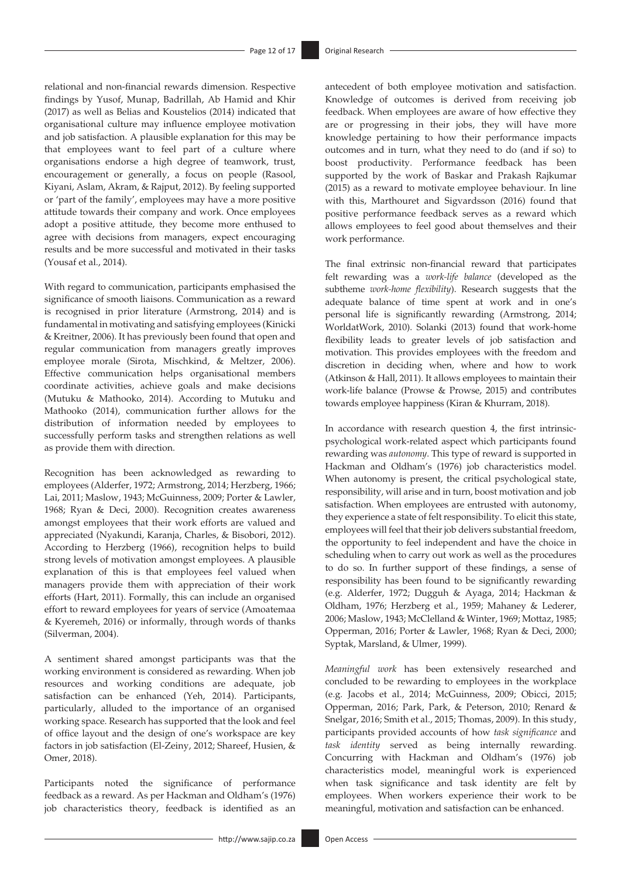relational and non-financial rewards dimension. Respective findings by Yusof, Munap, Badrillah, Ab Hamid and Khir (2017) as well as Belias and Koustelios (2014) indicated that organisational culture may influence employee motivation and job satisfaction. A plausible explanation for this may be that employees want to feel part of a culture where organisations endorse a high degree of teamwork, trust, encouragement or generally, a focus on people (Rasool, Kiyani, Aslam, Akram, & Rajput, 2012). By feeling supported or 'part of the family', employees may have a more positive attitude towards their company and work. Once employees adopt a positive attitude, they become more enthused to agree with decisions from managers, expect encouraging results and be more successful and motivated in their tasks (Yousaf et al., 2014).

With regard to communication, participants emphasised the significance of smooth liaisons. Communication as a reward is recognised in prior literature (Armstrong, 2014) and is fundamental in motivating and satisfying employees (Kinicki & Kreitner, 2006). It has previously been found that open and regular communication from managers greatly improves employee morale (Sirota, Mischkind, & Meltzer, 2006). Effective communication helps organisational members coordinate activities, achieve goals and make decisions (Mutuku & Mathooko, 2014). According to Mutuku and Mathooko (2014), communication further allows for the distribution of information needed by employees to successfully perform tasks and strengthen relations as well as provide them with direction.

Recognition has been acknowledged as rewarding to employees (Alderfer, 1972; Armstrong, 2014; Herzberg, 1966; Lai, 2011; Maslow, 1943; McGuinness, 2009; Porter & Lawler, 1968; Ryan & Deci, 2000). Recognition creates awareness amongst employees that their work efforts are valued and appreciated (Nyakundi, Karanja, Charles, & Bisobori, 2012). According to Herzberg (1966), recognition helps to build strong levels of motivation amongst employees. A plausible explanation of this is that employees feel valued when managers provide them with appreciation of their work efforts (Hart, 2011). Formally, this can include an organised effort to reward employees for years of service (Amoatemaa & Kyeremeh, 2016) or informally, through words of thanks (Silverman, 2004).

A sentiment shared amongst participants was that the working environment is considered as rewarding. When job resources and working conditions are adequate, job satisfaction can be enhanced (Yeh, 2014). Participants, particularly, alluded to the importance of an organised working space. Research has supported that the look and feel of office layout and the design of one's workspace are key factors in job satisfaction (El-Zeiny, 2012; Shareef, Husien, & Omer, 2018).

Participants noted the significance of performance feedback as a reward. As per Hackman and Oldham's (1976) job characteristics theory, feedback is identified as an antecedent of both employee motivation and satisfaction. Knowledge of outcomes is derived from receiving job feedback. When employees are aware of how effective they are or progressing in their jobs, they will have more knowledge pertaining to how their performance impacts outcomes and in turn, what they need to do (and if so) to boost productivity. Performance feedback has been supported by the work of Baskar and Prakash Rajkumar (2015) as a reward to motivate employee behaviour. In line with this, Marthouret and Sigvardsson (2016) found that positive performance feedback serves as a reward which allows employees to feel good about themselves and their work performance.

The final extrinsic non-financial reward that participates felt rewarding was a *work-life balance* (developed as the subtheme *work-home flexibility*). Research suggests that the adequate balance of time spent at work and in one's personal life is significantly rewarding (Armstrong, 2014; WorldatWork, 2010). Solanki (2013) found that work-home flexibility leads to greater levels of job satisfaction and motivation. This provides employees with the freedom and discretion in deciding when, where and how to work (Atkinson & Hall, 2011). It allows employees to maintain their work-life balance (Prowse & Prowse, 2015) and contributes towards employee happiness (Kiran & Khurram, 2018).

In accordance with research question 4, the first intrinsic-psychological work-related aspect which participants found rewarding was *autonomy*. This type of reward is supported in Hackman and Oldham's (1976) job characteristics model. When autonomy is present, the critical psychological state, responsibility, will arise and in turn, boost motivation and job satisfaction. When employees are entrusted with autonomy, they experience a state of felt responsibility. To elicit this state, employees will feel that their job delivers substantial freedom, the opportunity to feel independent and have the choice in scheduling when to carry out work as well as the procedures to do so. In further support of these findings, a sense of responsibility has been found to be significantly rewarding (e.g. Alderfer, 1972; Dugguh & Ayaga, 2014; Hackman & Oldham, 1976; Herzberg et al., 1959; Mahaney & Lederer, 2006; Maslow, 1943; McClelland & Winter, 1969; Mottaz, 1985; Opperman, 2016; Porter & Lawler, 1968; Ryan & Deci, 2000; Syptak, Marsland, & Ulmer, 1999).

*Meaningful work* has been extensively researched and concluded to be rewarding to employees in the workplace (e.g. Jacobs et al., 2014; McGuinness, 2009; Obicci, 2015; Opperman, 2016; Park, Park, & Peterson, 2010; Renard & Snelgar, 2016; Smith et al., 2015; Thomas, 2009). In this study, participants provided accounts of how *task significance* and *task identity* served as being internally rewarding. Concurring with Hackman and Oldham's (1976) job characteristics model, meaningful work is experienced when task significance and task identity are felt by employees. When workers experience their work to be meaningful, motivation and satisfaction can be enhanced.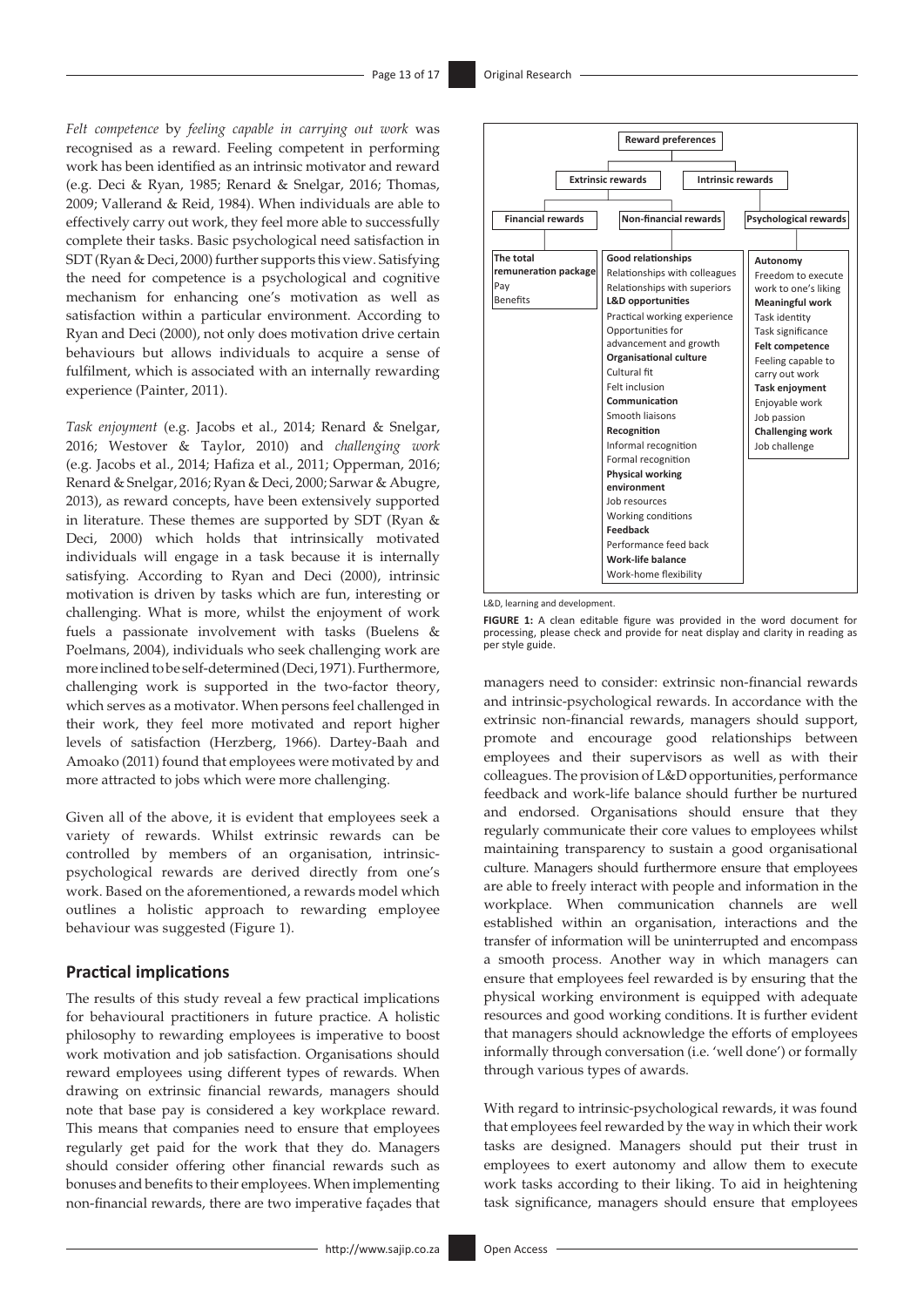*Felt competence* by *feeling capable in carrying out work* was recognised as a reward. Feeling competent in performing work has been identified as an intrinsic motivator and reward (e.g. Deci & Ryan, 1985; Renard & Snelgar, 2016; Thomas, 2009; Vallerand & Reid, 1984). When individuals are able to effectively carry out work, they feel more able to successfully complete their tasks. Basic psychological need satisfaction in SDT (Ryan & Deci, 2000) further supports this view. Satisfying the need for competence is a psychological and cognitive mechanism for enhancing one's motivation as well as satisfaction within a particular environment. According to Ryan and Deci (2000), not only does motivation drive certain behaviours but allows individuals to acquire a sense of fulfilment, which is associated with an internally rewarding experience (Painter, 2011).

*Task enjoyment* (e.g. Jacobs et al., 2014; Renard & Snelgar, 2016; Westover & Taylor, 2010) and *challenging work* (e.g. Jacobs et al., 2014; Hafiza et al., 2011; Opperman, 2016; Renard & Snelgar, 2016; Ryan & Deci, 2000; Sarwar & Abugre, 2013), as reward concepts, have been extensively supported in literature. These themes are supported by SDT (Ryan & Deci, 2000) which holds that intrinsically motivated individuals will engage in a task because it is internally satisfying. According to Ryan and Deci (2000), intrinsic motivation is driven by tasks which are fun, interesting or challenging. What is more, whilst the enjoyment of work fuels a passionate involvement with tasks (Buelens & Poelmans, 2004), individuals who seek challenging work are more inclined to be self-determined (Deci, 1971). Furthermore, challenging work is supported in the two-factor theory, which serves as a motivator. When persons feel challenged in their work, they feel more motivated and report higher levels of satisfaction (Herzberg, 1966). Dartey-Baah and Amoako (2011) found that employees were motivated by and more attracted to jobs which were more challenging.

Given all of the above, it is evident that employees seek a variety of rewards. Whilst extrinsic rewards can be controlled by members of an organisation, intrinsic-psychological rewards are derived directly from one's work. Based on the aforementioned, a rewards model which outlines a holistic approach to rewarding employee behaviour was suggested (Figure 1).

**Reward preferences**

- **Extrinsic rewards**
  - **Financial rewards**
    - **The total remuneration package**
      - Pay
      - Benefits
  - **Non-financial rewards**
    - **Good relationships**
      - Relationships with colleagues
      - Relationships with superiors
    - **L&D opportunities**
      - Practical working experience
      - Opportunities for advancement and growth
    - **Organisational culture**
      - Cultural fit
      - Felt inclusion
    - **Communication**
      - Smooth liaisons
    - **Recognition**
      - Informal recognition
      - Formal recognition
    - **Physical working environment**
      - Job resources
      - Working conditions
    - **Feedback**
      - Performance feed back
    - **Work-life balance**
      - Work-home flexibility
- **Intrinsic rewards**
  - **Psychological rewards**
    - **Autonomy**
      - Freedom to execute work to one's liking
    - **Meaningful work**
      - Task identity
      - Task significance
    - **Felt competence**
      - Feeling capable to carry out work
    - **Task enjoyment**
      - Enjoyable work
      - Job passion
    - **Challenging work**
      - Job challenge

L&D, learning and development.

**FIGURE 1:** A clean editable figure was provided in the word document for processing, please check and provide for neat display and clarity in reading as per style guide.

## Practical implications

The results of this study reveal a few practical implications for behavioural practitioners in future practice. A holistic philosophy to rewarding employees is imperative to boost work motivation and job satisfaction. Organisations should reward employees using different types of rewards. When drawing on extrinsic financial rewards, managers should note that base pay is considered a key workplace reward. This means that companies need to ensure that employees regularly get paid for the work that they do. Managers should consider offering other financial rewards such as bonuses and benefits to their employees. When implementing non-financial rewards, there are two imperative façades that managers need to consider: extrinsic non-financial rewards and intrinsic-psychological rewards. In accordance with the extrinsic non-financial rewards, managers should support, promote and encourage good relationships between employees and their supervisors as well as with their colleagues. The provision of L&D opportunities, performance feedback and work-life balance should further be nurtured and endorsed. Organisations should ensure that they regularly communicate their core values to employees whilst maintaining transparency to sustain a good organisational culture. Managers should furthermore ensure that employees are able to freely interact with people and information in the workplace. When communication channels are well established within an organisation, interactions and the transfer of information will be uninterrupted and encompass a smooth process. Another way in which managers can ensure that employees feel rewarded is by ensuring that the physical working environment is equipped with adequate resources and good working conditions. It is further evident that managers should acknowledge the efforts of employees informally through conversation (i.e. 'well done') or formally through various types of awards.

With regard to intrinsic-psychological rewards, it was found that employees feel rewarded by the way in which their work tasks are designed. Managers should put their trust in employees to exert autonomy and allow them to execute work tasks according to their liking. To aid in heightening task significance, managers should ensure that employees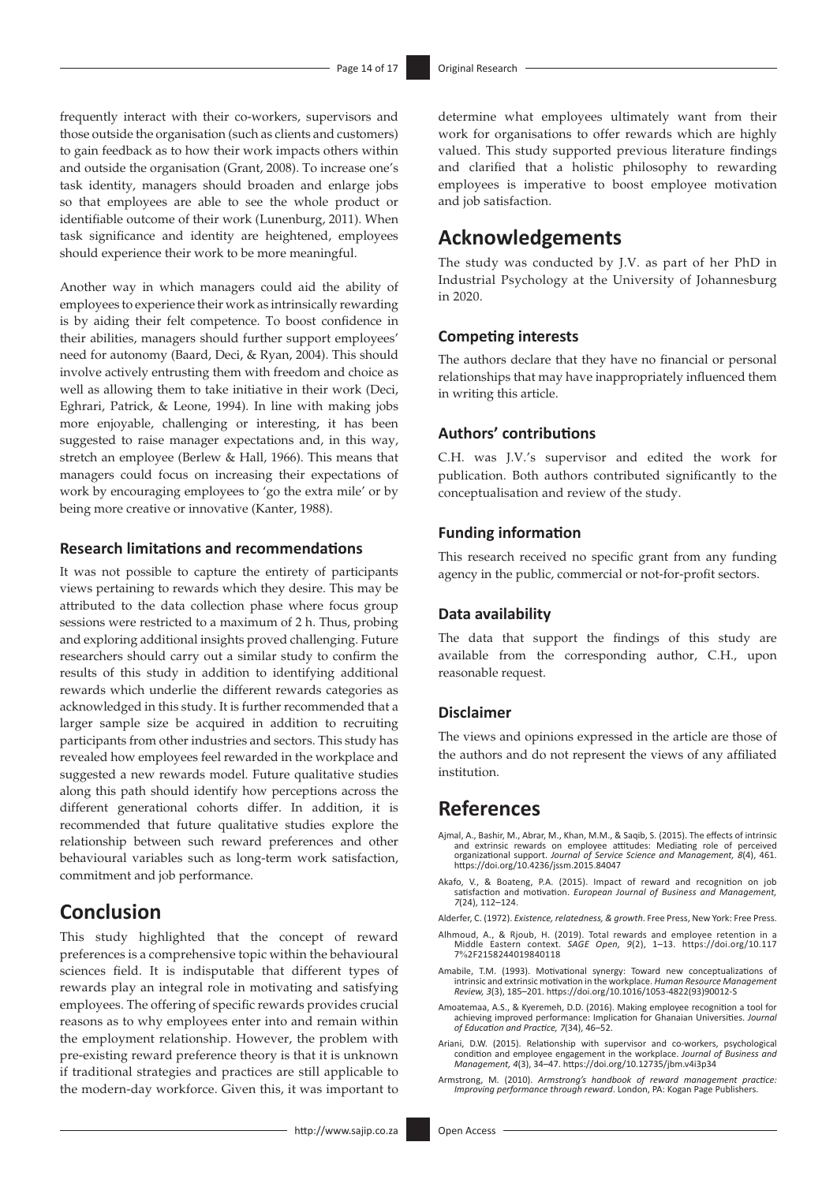frequently interact with their co-workers, supervisors and those outside the organisation (such as clients and customers) to gain feedback as to how their work impacts others within and outside the organisation (Grant, 2008). To increase one's task identity, managers should broaden and enlarge jobs so that employees are able to see the whole product or identifiable outcome of their work (Lunenburg, 2011). When task significance and identity are heightened, employees should experience their work to be more meaningful.

Another way in which managers could aid the ability of employees to experience their work as intrinsically rewarding is by aiding their felt competence. To boost confidence in their abilities, managers should further support employees' need for autonomy (Baard, Deci, & Ryan, 2004). This should involve actively entrusting them with freedom and choice as well as allowing them to take initiative in their work (Deci, Eghrari, Patrick, & Leone, 1994). In line with making jobs more enjoyable, challenging or interesting, it has been suggested to raise manager expectations and, in this way, stretch an employee (Berlew & Hall, 1966). This means that managers could focus on increasing their expectations of work by encouraging employees to 'go the extra mile' or by being more creative or innovative (Kanter, 1988).

### Research limitations and recommendations

It was not possible to capture the entirety of participants views pertaining to rewards which they desire. This may be attributed to the data collection phase where focus group sessions were restricted to a maximum of 2 h. Thus, probing and exploring additional insights proved challenging. Future researchers should carry out a similar study to confirm the results of this study in addition to identifying additional rewards which underlie the different rewards categories as acknowledged in this study. It is further recommended that a larger sample size be acquired in addition to recruiting participants from other industries and sectors. This study has revealed how employees feel rewarded in the workplace and suggested a new rewards model. Future qualitative studies along this path should identify how perceptions across the different generational cohorts differ. In addition, it is recommended that future qualitative studies explore the relationship between such reward preferences and other behavioural variables such as long-term work satisfaction, commitment and job performance.

## Conclusion

This study highlighted that the concept of reward preferences is a comprehensive topic within the behavioural sciences field. It is indisputable that different types of rewards play an integral role in motivating and satisfying employees. The offering of specific rewards provides crucial reasons as to why employees enter into and remain within the employment relationship. However, the problem with pre-existing reward preference theory is that it is unknown if traditional strategies and practices are still applicable to the modern-day workforce. Given this, it was important to determine what employees ultimately want from their work for organisations to offer rewards which are highly valued. This study supported previous literature findings and clarified that a holistic philosophy to rewarding employees is imperative to boost employee motivation and job satisfaction.

## Acknowledgements

The study was conducted by J.V. as part of her PhD in Industrial Psychology at the University of Johannesburg in 2020.

### Competing interests

The authors declare that they have no financial or personal relationships that may have inappropriately influenced them in writing this article.

### Authors' contributions

C.H. was J.V.'s supervisor and edited the work for publication. Both authors contributed significantly to the conceptualisation and review of the study.

### Funding information

This research received no specific grant from any funding agency in the public, commercial or not-for-profit sectors.

### Data availability

The data that support the findings of this study are available from the corresponding author, C.H., upon reasonable request.

### Disclaimer

The views and opinions expressed in the article are those of the authors and do not represent the views of any affiliated institution.

## References

Ajmal, A., Bashir, M., Abrar, M., Khan, M.M., & Saqib, S. (2015). The effects of intrinsic and extrinsic rewards on employee attitudes: Mediating role of perceived organizational support. *Journal of Service Science and Management, 8*(4), 461. https://doi.org/10.4236/jssm.2015.84047

Akafo, V., & Boateng, P.A. (2015). Impact of reward and recognition on job satisfaction and motivation. *European Journal of Business and Management, 7*(24), 112–124.

Alderfer, C. (1972). *Existence, relatedness, & growth*. Free Press, New York: Free Press.

Alhmoud, A., & Rjoub, H. (2019). Total rewards and employee retention in a Middle Eastern context. *SAGE Open, 9*(2), 1–13. https://doi.org/10.1177%2F2158244019840118

Amabile, T.M. (1993). Motivational synergy: Toward new conceptualizations of intrinsic and extrinsic motivation in the workplace. *Human Resource Management Review, 3*(3), 185–201. https://doi.org/10.1016/1053-4822(93)90012-S

Amoatemaa, A.S., & Kyeremeh, D.D. (2016). Making employee recognition a tool for achieving improved performance: Implication for Ghanaian Universities. *Journal of Education and Practice, 7*(34), 46–52.

Ariani, D.W. (2015). Relationship with supervisor and co-workers, psychological condition and employee engagement in the workplace. *Journal of Business and Management, 4*(3), 34–47. https://doi.org/10.12735/jbm.v4i3p34

Armstrong, M. (2010). *Armstrong's handbook of reward management practice: Improving performance through reward*. London, PA: Kogan Page Publishers.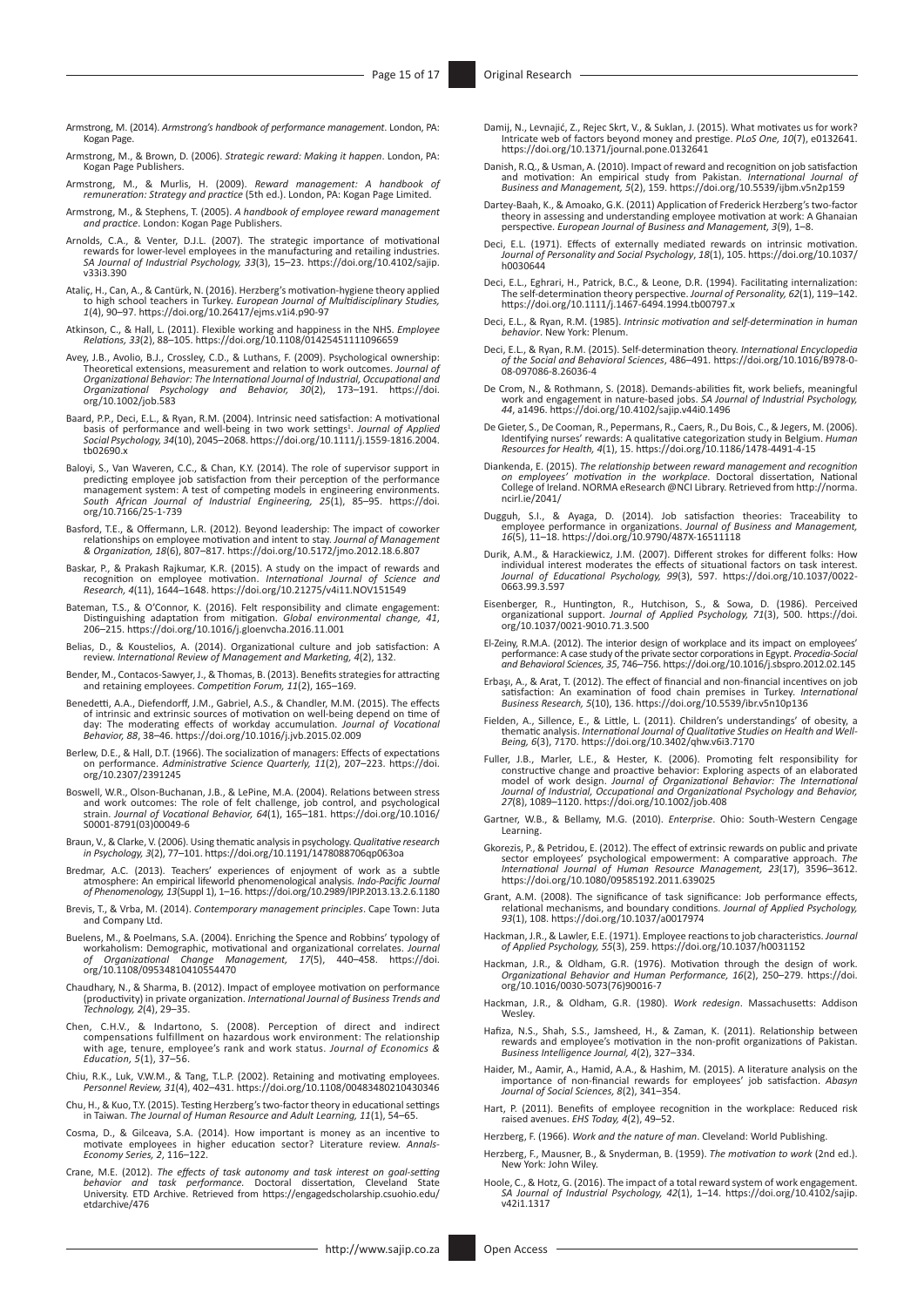Armstrong, M. (2014). *Armstrong's handbook of performance management*. London, PA: Kogan Page.

Armstrong, M., & Brown, D. (2006). *Strategic reward: Making it happen*. London, PA: Kogan Page Publishers.

Armstrong, M., & Murlis, H. (2009). *Reward management: A handbook of remuneration: Strategy and practice* (5th ed.). London, PA: Kogan Page Limited.

Armstrong, M., & Stephens, T. (2005). *A handbook of employee reward management and practice*. London: Kogan Page Publishers.

Arnolds, C.A., & Venter, D.J.L. (2007). The strategic importance of motivational rewards for lower-level employees in the manufacturing and retailing industries. *SA Journal of Industrial Psychology, 33*(3), 15–23. https://doi.org/10.4102/sajip.v33i3.390

Ataliç, H., Can, A., & Cantürk, N. (2016). Herzberg's motivation-hygiene theory applied to high school teachers in Turkey. *European Journal of Multidisciplinary Studies, 1*(4), 90–97. https://doi.org/10.26417/ejms.v1i4.p90-97

Atkinson, C., & Hall, L. (2011). Flexible working and happiness in the NHS. *Employee Relations, 33*(2), 88–105. https://doi.org/10.1108/01425451111096659

Avey, J.B., Avolio, B.J., Crossley, C.D., & Luthans, F. (2009). Psychological ownership: Theoretical extensions, measurement and relation to work outcomes. *Journal of Organizational Behavior: The International Journal of Industrial, Occupational and Organizational Psychology and Behavior, 30*(2), 173–191. https://doi.org/10.1002/job.583

Baard, P.P., Deci, E.L., & Ryan, R.M. (2004). Intrinsic need satisfaction: A motivational basis of performance and well-being in two work settings[1]. *Journal of Applied Social Psychology, 34*(10), 2045–2068. https://doi.org/10.1111/j.1559-1816.2004.tb02690.x

Baloyi, S., Van Waveren, C.C., & Chan, K.Y. (2014). The role of supervisor support in predicting employee job satisfaction from their perception of the performance management system: A test of competing models in engineering environments. *South African Journal of Industrial Engineering, 25*(1), 85–95. https://doi.org/10.7166/25-1-739

Basford, T.E., & Offermann, L.R. (2012). Beyond leadership: The impact of coworker relationships on employee motivation and intent to stay. *Journal of Management & Organization, 18*(6), 807–817. https://doi.org/10.5172/jmo.2012.18.6.807

Baskar, P., & Prakash Rajkumar, K.R. (2015). A study on the impact of rewards and recognition on employee motivation. *International Journal of Science and Research, 4*(11), 1644–1648. https://doi.org/10.21275/v4i11.NOV151549

Bateman, T.S., & O'Connor, K. (2016). Felt responsibility and climate engagement: Distinguishing adaptation from mitigation. *Global environmental change, 41*, 206–215. https://doi.org/10.1016/j.gloenvcha.2016.11.001

Belias, D., & Koustelios, A. (2014). Organizational culture and job satisfaction: A review. *International Review of Management and Marketing, 4*(2), 132.

Bender, M., Contacos-Sawyer, J., & Thomas, B. (2013). Benefits strategies for attracting and retaining employees. *Competition Forum, 11*(2), 165–169.

Benedetti, A.A., Diefendorff, J.M., Gabriel, A.S., & Chandler, M.M. (2015). The effects of intrinsic and extrinsic sources of motivation on well-being depend on time of day: The moderating effects of workday accumulation. *Journal of Vocational Behavior, 88*, 38–46. https://doi.org/10.1016/j.jvb.2015.02.009

Berlew, D.E., & Hall, D.T. (1966). The socialization of managers: Effects of expectations on performance. *Administrative Science Quarterly, 11*(2), 207–223. https://doi.org/10.2307/2391245

Boswell, W.R., Olson-Buchanan, J.B., & LePine, M.A. (2004). Relations between stress and work outcomes: The role of felt challenge, job control, and psychological strain. *Journal of Vocational Behavior, 64*(1), 165–181. https://doi.org/10.1016/S0001-8791(03)00049-6

Braun, V., & Clarke, V. (2006). Using thematic analysis in psychology. *Qualitative research in Psychology, 3*(2), 77–101. https://doi.org/10.1191/1478088706qp063oa

Bredmar, A.C. (2013). Teachers' experiences of enjoyment of work as a subtle atmosphere: An empirical lifeworld phenomenological analysis. *Indo-Pacific Journal of Phenomenology, 13*(Suppl 1), 1–16. https://doi.org/10.2989/IPJP.2013.13.2.6.1180

Brevis, T., & Vrba, M. (2014). *Contemporary management principles*. Cape Town: Juta and Company Ltd.

Buelens, M., & Poelmans, S.A. (2004). Enriching the Spence and Robbins' typology of workaholism: Demographic, motivational and organizational correlates. *Journal of Organizational Change Management, 17*(5), 440–458. https://doi.org/10.1108/09534810410554470

Chaudhary, N., & Sharma, B. (2012). Impact of employee motivation on performance (productivity) in private organization. *International Journal of Business Trends and Technology, 2*(4), 29–35.

Chen, C.H.V., & Indartono, S. (2008). Perception of direct and indirect compensations fulfillment on hazardous work environment: The relationship with age, tenure, employee's rank and work status. *Journal of Economics & Education, 5*(1), 37–56.

Chiu, R.K., Luk, V.W.M., & Tang, T.L.P. (2002). Retaining and motivating employees. *Personnel Review, 31*(4), 402–431. https://doi.org/10.1108/00483480210430346

Chu, H., & Kuo, T.Y. (2015). Testing Herzberg's two-factor theory in educational settings in Taiwan. *The Journal of Human Resource and Adult Learning, 11*(1), 54–65.

Cosma, D., & Gilceava, S.A. (2014). How important is money as an incentive to motivate employees in higher education sector? Literature review. *Annals-Economy Series, 2*, 116–122.

Crane, M.E. (2012). *The effects of task autonomy and task interest on goal-setting behavior and task performance*. Doctoral dissertation, Cleveland State University. ETD Archive. Retrieved from https://engagedscholarship.csuohio.edu/etdarchive/476

Damij, N., Levnajić, Z., Rejec Skrt, V., & Suklan, J. (2015). What motivates us for work? Intricate web of factors beyond money and prestige. *PLoS One, 10*(7), e0132641. https://doi.org/10.1371/journal.pone.0132641

Danish, R.Q., & Usman, A. (2010). Impact of reward and recognition on job satisfaction and motivation: An empirical study from Pakistan. *International Journal of Business and Management, 5*(2), 159. https://doi.org/10.5539/ijbm.v5n2p159

Dartey-Baah, K., & Amoako, G.K. (2011) Application of Frederick Herzberg's two-factor theory in assessing and understanding employee motivation at work: A Ghanaian perspective. *European Journal of Business and Management, 3*(9), 1–8.

Deci, E.L. (1971). Effects of externally mediated rewards on intrinsic motivation. *Journal of Personality and Social Psychology, 18*(1), 105. https://doi.org/10.1037/h0030644

Deci, E.L., Eghrari, H., Patrick, B.C., & Leone, D.R. (1994). Facilitating internalization: The self-determination theory perspective. *Journal of Personality, 62*(1), 119–142. https://doi.org/10.1111/j.1467-6494.1994.tb00797.x

Deci, E.L., & Ryan, R.M. (1985). *Intrinsic motivation and self-determination in human behavior*. New York: Plenum.

Deci, E.L., & Ryan, R.M. (2015). Self-determination theory. *International Encyclopedia of the Social and Behavioral Sciences*, 486–491. https://doi.org/10.1016/B978-0-08-097086-8.26036-4

De Crom, N., & Rothmann, S. (2018). Demands-abilities fit, work beliefs, meaningful work and engagement in nature-based jobs. *SA Journal of Industrial Psychology, 44*, a1496. https://doi.org/10.4102/sajip.v44i0.1496

De Gieter, S., De Cooman, R., Pepermans, R., Caers, R., Du Bois, C., & Jegers, M. (2006). Identifying nurses' rewards: A qualitative categorization study in Belgium. *Human Resources for Health, 4*(1), 15. https://doi.org/10.1186/1478-4491-4-15

Diankenda, E. (2015). *The relationship between reward management and recognition on employees' motivation in the workplace*. Doctoral dissertation, National College of Ireland. NORMA eResearch @NCI Library. Retrieved from http://norma.ncirl.ie/2041/

Dugguh, S.I., & Ayaga, D. (2014). Job satisfaction theories: Traceability to employee performance in organizations. *Journal of Business and Management, 16*(5), 11–18. https://doi.org/10.9790/487X-16511118

Durik, A.M., & Harackiewicz, J.M. (2007). Different strokes for different folks: How individual interest moderates the effects of situational factors on task interest. *Journal of Educational Psychology, 99*(3), 597. https://doi.org/10.1037/0022-0663.99.3.597

Eisenberger, R., Huntington, R., Hutchison, S., & Sowa, D. (1986). Perceived organizational support. *Journal of Applied Psychology, 71*(3), 500. https://doi.org/10.1037/0021-9010.71.3.500

El-Zeiny, R.M.A. (2012). The interior design of workplace and its impact on employees' performance: A case study of the private sector corporations in Egypt. *Procedia-Social and Behavioral Sciences, 35*, 746–756. https://doi.org/10.1016/j.sbspro.2012.02.145

Erbaşı, A., & Arat, T. (2012). The effect of financial and non-financial incentives on job satisfaction: An examination of food chain premises in Turkey. *International Business Research, 5*(10), 136. https://doi.org/10.5539/ibr.v5n10p136

Fielden, A., Sillence, E., & Little, L. (2011). Children's understandings' of obesity, a thematic analysis. *International Journal of Qualitative Studies on Health and Well-Being, 6*(3), 7170. https://doi.org/10.3402/qhw.v6i3.7170

Fuller, J.B., Marler, L.E., & Hester, K. (2006). Promoting felt responsibility for constructive change and proactive behavior: Exploring aspects of an elaborated model of work design. *Journal of Organizational Behavior: The International Journal of Industrial, Occupational and Organizational Psychology and Behavior, 27*(8), 1089–1120. https://doi.org/10.1002/job.408

Gartner, W.B., & Bellamy, M.G. (2010). *Enterprise*. Ohio: South-Western Cengage Learning.

Gkorezis, P., & Petridou, E. (2012). The effect of extrinsic rewards on public and private sector employees' psychological empowerment: A comparative approach. *The International Journal of Human Resource Management, 23*(17), 3596–3612. https://doi.org/10.1080/09585192.2011.639025

Grant, A.M. (2008). The significance of task significance: Job performance effects, relational mechanisms, and boundary conditions. *Journal of Applied Psychology, 93*(1), 108. https://doi.org/10.1037/a0017974

Hackman, J.R., & Lawler, E.E. (1971). Employee reactions to job characteristics. *Journal of Applied Psychology, 55*(3), 259. https://doi.org/10.1037/h0031152

Hackman, J.R., & Oldham, G.R. (1976). Motivation through the design of work. *Organizational Behavior and Human Performance, 16*(2), 250–279. https://doi.org/10.1016/0030-5073(76)90016-7

Hackman, J.R., & Oldham, G.R. (1980). *Work redesign*. Massachusetts: Addison Wesley.

Hafiza, N.S., Shah, S.S., Jamsheed, H., & Zaman, K. (2011). Relationship between rewards and employee's motivation in the non-profit organizations of Pakistan. *Business Intelligence Journal, 4*(2), 327–334.

Haider, M., Aamir, A., Hamid, A.A., & Hashim, M. (2015). A literature analysis on the importance of non-financial rewards for employees' job satisfaction. *Abasyn Journal of Social Sciences, 8*(2), 341–354.

Hart, P. (2011). Benefits of employee recognition in the workplace: Reduced risk raised avenues. *EHS Today, 4*(2), 49–52.

Herzberg, F. (1966). *Work and the nature of man*. Cleveland: World Publishing.

Herzberg, F., Mausner, B., & Snyderman, B. (1959). *The motivation to work* (2nd ed.). New York: John Wiley.

Hoole, C., & Hotz, G. (2016). The impact of a total reward system of work engagement. *SA Journal of Industrial Psychology, 42*(1), 1–14. https://doi.org/10.4102/sajip.v42i1.1317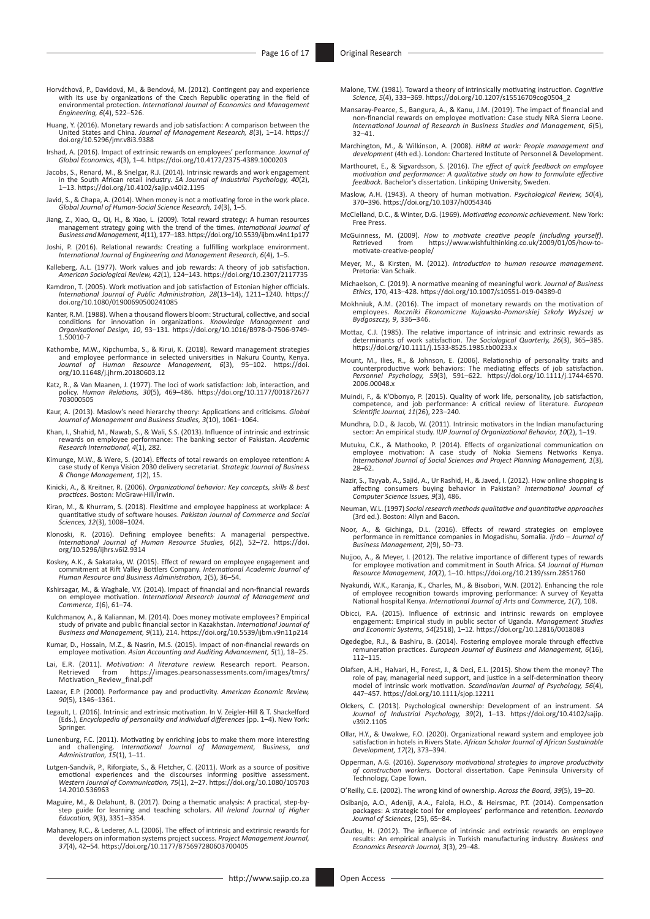Horváthová, P., Davidová, M., & Bendová, M. (2012). Contingent pay and experience with its use by organizations of the Czech Republic operating in the field of environmental protection. *International Journal of Economics and Management Engineering, 6*(4), 522–526.

Huang, Y. (2016). Monetary rewards and job satisfaction: A comparison between the United States and China. *Journal of Management Research, 8*(3), 1–14. https://doi.org/10.5296/jmr.v8i3.9388

Irshad, A. (2016). Impact of extrinsic rewards on employees' performance. *Journal of Global Economics, 4*(3), 1–4. https://doi.org/10.4172/2375-4389.1000203

Jacobs, S., Renard, M., & Snelgar, R.J. (2014). Intrinsic rewards and work engagement in the South African retail industry. *SA Journal of Industrial Psychology, 40*(2), 1–13. https://doi.org/10.4102/sajip.v40i2.1195

Javid, S., & Chapa, A. (2014). When money is not a motivating force in the work place. *Global Journal of Human-Social Science Research, 14*(3), 1–5.

Jiang, Z., Xiao, Q., Qi, H., & Xiao, L. (2009). Total reward strategy: A human resources management strategy going with the trend of the times. *International Journal of Business and Management, 4*(11), 177–183. https://doi.org/10.5539/ijbm.v4n11p177

Joshi, P. (2016). Relational rewards: Creating a fulfilling workplace environment. *International Journal of Engineering and Management Research, 6*(4), 1–5.

Kalleberg, A.L. (1977). Work values and job rewards: A theory of job satisfaction. *American Sociological Review, 42*(1), 124–143. https://doi.org/10.2307/2117735

Kamdron, T. (2005). Work motivation and job satisfaction of Estonian higher officials. *International Journal of Public Administration, 28*(13–14), 1211–1240. https://doi.org/10.1080/01900690500241085

Kanter, R.M. (1988). When a thousand flowers bloom: Structural, collective, and social conditions for innovation in organizations. *Knowledge Management and Organisational Design, 10*, 93–131. https://doi.org/10.1016/B978-0-7506-9749-1.50010-7

Kathombe, M.W., Kipchumba, S., & Kirui, K. (2018). Reward management strategies and employee performance in selected universities in Nakuru County, Kenya. *Journal of Human Resource Management, 6*(3), 95–102. https://doi.org/10.11648/j.jhrm.20180603.12

Katz, R., & Van Maanen, J. (1977). The loci of work satisfaction: Job, interaction, and policy. *Human Relations, 30*(5), 469–486. https://doi.org/10.1177/001872677703000505

Kaur, A. (2013). Maslow's need hierarchy theory: Applications and criticisms. *Global Journal of Management and Business Studies, 3*(10), 1061–1064.

Khan, I., Shahid, M., Nawab, S., & Wali, S.S. (2013). Influence of intrinsic and extrinsic rewards on employee performance: The banking sector of Pakistan. *Academic Research International, 4*(1), 282.

Kimunge, M.W., & Were, S. (2014). Effects of total rewards on employee retention: A case study of Kenya Vision 2030 delivery secretariat. *Strategic Journal of Business & Change Management, 1*(2), 15.

Kinicki, A., & Kreitner, R. (2006). *Organizational behavior: Key concepts, skills & best practices*. Boston: McGraw-Hill/Irwin.

Kiran, M., & Khurram, S. (2018). Flexitime and employee happiness at workplace: A quantitative study of software houses. *Pakistan Journal of Commerce and Social Sciences, 12*(3), 1008–1024.

Klonoski, R. (2016). Defining employee benefits: A managerial perspective. *International Journal of Human Resource Studies, 6*(2), 52–72. https://doi.org/10.5296/ijhrs.v6i2.9314

Koskey, A.K., & Sakataka, W. (2015). Effect of reward on employee engagement and commitment at Rift Valley Bottlers Company. *International Academic Journal of Human Resource and Business Administration, 1*(5), 36–54.

Kshirsagar, M., & Waghale, V.Y. (2014). Impact of financial and non-financial rewards on employee motivation. *International Research Journal of Management and Commerce, 1*(6), 61–74.

Kulchmanov, A., & Kaliannan, M. (2014). Does money motivate employees? Empirical study of private and public financial sector in Kazakhstan. *International Journal of Business and Management, 9*(11), 214. https://doi.org/10.5539/ijbm.v9n11p214

Kumar, D., Hossain, M.Z., & Nasrin, M.S. (2015). Impact of non-financial rewards on employee motivation. *Asian Accounting and Auditing Advancement, 5*(1), 18–25.

Lai, E.R. (2011). *Motivation: A literature review.* Research report. Pearson. Retrieved from https://images.pearsonassessments.com/images/tmrs/Motivation_Review_final.pdf

Lazear, E.P. (2000). Performance pay and productivity. *American Economic Review, 90*(5), 1346–1361.

Legault, L. (2016). Intrinsic and extrinsic motivation. In V. Zeigler-Hill & T. Shackelford (Eds.), *Encyclopedia of personality and individual differences* (pp. 1–4). New York: Springer.

Lunenburg, F.C. (2011). Motivating by enriching jobs to make them more interesting and challenging. *International Journal of Management, Business, and Administration, 15*(1), 1–11.

Lutgen-Sandvik, P., Riforgiate, S., & Fletcher, C. (2011). Work as a source of positive emotional experiences and the discourses informing positive assessment. *Western Journal of Communication, 75*(1), 2–27. https://doi.org/10.1080/10570314.2010.536963

Maguire, M., & Delahunt, B. (2017). Doing a thematic analysis: A practical, step-by-step guide for learning and teaching scholars. *All Ireland Journal of Higher Education, 9*(3), 3351–3354.

Mahaney, R.C., & Lederer, A.L. (2006). The effect of intrinsic and extrinsic rewards for developers on information systems project success. *Project Management Journal, 37*(4), 42–54. https://doi.org/10.1177/875697280603700405

Malone, T.W. (1981). Toward a theory of intrinsically motivating instruction. *Cognitive Science, 5*(4), 333–369. https://doi.org/10.1207/s15516709cog0504_2

Mansaray-Pearce, S., Bangura, A., & Kanu, J.M. (2019). The impact of financial and non-financial rewards on employee motivation: Case study NRA Sierra Leone. *International Journal of Research in Business Studies and Management, 6*(5), 32–41.

Marchington, M., & Wilkinson, A. (2008). *HRM at work: People management and development* (4th ed.). London: Chartered Institute of Personnel & Development.

Marthouret, E., & Sigvardsson, S. (2016). *The effect of quick feedback on employee motivation and performance: A qualitative study on how to formulate effective feedback.* Bachelor's dissertation. Linköping University, Sweden.

Maslow, A.H. (1943). A theory of human motivation. *Psychological Review, 50*(4), 370–396. https://doi.org/10.1037/h0054346

McClelland, D.C., & Winter, D.G. (1969). *Motivating economic achievement*. New York: Free Press.

McGuinness, M. (2009). *How to motivate creative people (including yourself)*. Retrieved from https://www.wishfulthinking.co.uk/2009/01/05/how-to-motivate-creative-people/

Meyer, M., & Kirsten, M. (2012). *Introduction to human resource management*. Pretoria: Van Schaik.

Michaelson, C. (2019). A normative meaning of meaningful work. *Journal of Business Ethics*, 170, 413–428. https://doi.org/10.1007/s10551-019-04389-0

Mokhniuk, A.M. (2016). The impact of monetary rewards on the motivation of employees. *Roczniki Ekonomiczne Kujawsko-Pomorskiej Szkoły Wyższej w Bydgoszczy, 9*, 336–346.

Mottaz, C.J. (1985). The relative importance of intrinsic and extrinsic rewards as determinants of work satisfaction. *The Sociological Quarterly, 26*(3), 365–385. https://doi.org/10.1111/j.1533-8525.1985.tb00233.x

Mount, M., Ilies, R., & Johnson, E. (2006). Relationship of personality traits and counterproductive work behaviors: The mediating effects of job satisfaction. *Personnel Psychology, 59*(3), 591–622. https://doi.org/10.1111/j.1744-6570.2006.00048.x

Muindi, F., & K'Obonyo, P. (2015). Quality of work life, personality, job satisfaction, competence, and job performance: A critical review of literature. *European Scientific Journal, 11*(26), 223–240.

Mundhra, D.D., & Jacob, W. (2011). Intrinsic motivators in the Indian manufacturing sector: An empirical study. *IUP Journal of Organizational Behavior, 10*(2), 1–19.

Mutuku, C.K., & Mathooko, P. (2014). Effects of organizational communication on employee motivation: A case study of Nokia Siemens Networks Kenya. *International Journal of Social Sciences and Project Planning Management, 1*(3), 28–62.

Nazir, S., Tayyab, A., Sajid, A., Ur Rashid, H., & Javed, I. (2012). How online shopping is affecting consumers buying behavior in Pakistan? *International Journal of Computer Science Issues, 9*(3), 486.

Neuman, W.L. (1997) *Social research methods qualitative and quantitative approaches* (3rd ed.). Boston: Allyn and Bacon.

Noor, A., & Gichinga, D.L. (2016). Effects of reward strategies on employee performance in remittance companies in Mogadishu, Somalia. *Ijrdo – Journal of Business Management, 2*(9), 50–73.

Nujjoo, A., & Meyer, I. (2012). The relative importance of different types of rewards for employee motivation and commitment in South Africa. *SA Journal of Human Resource Management, 10*(2), 1–10. https://doi.org/10.2139/ssrn.2851760

Nyakundi, W.K., Karanja, K., Charles, M., & Bisobori, W.N. (2012). Enhancing the role of employee recognition towards improving performance: A survey of Keyatta National hospital Kenya. *International Journal of Arts and Commerce, 1*(7), 108.

Obicci, P.A. (2015). Influence of extrinsic and intrinsic rewards on employee engagement: Empirical study in public sector of Uganda. *Management Studies and Economic Systems, 54*(2518), 1–12. https://doi.org/10.12816/0018083

Ogedegbe, R.J., & Bashiru, B. (2014). Fostering employee morale through effective remuneration practices. *European Journal of Business and Management, 6*(16), 112–115.

Olafsen, A.H., Halvari, H., Forest, J., & Deci, E.L. (2015). Show them the money? The role of pay, managerial need support, and justice in a self-determination theory model of intrinsic work motivation. *Scandinavian Journal of Psychology, 56*(4), 447–457. https://doi.org/10.1111/sjop.12211

Olckers, C. (2013). Psychological ownership: Development of an instrument. *SA Journal of Industrial Psychology, 39*(2), 1–13. https://doi.org/10.4102/sajip.v39i2.1105

Ollar, H.Y., & Uwakwe, F.O. (2020). Organizational reward system and employee job satisfaction in hotels in Rivers State. *African Scholar Journal of African Sustainable Development, 17*(2), 373–394.

Opperman, A.G. (2016). *Supervisory motivational strategies to improve productivity of construction workers.* Doctoral dissertation. Cape Peninsula University of Technology, Cape Town.

O'Reilly, C.E. (2002). The wrong kind of ownership. *Across the Board, 39*(5), 19–20.

Osibanjo, A.O., Adeniji, A.A., Falola, H.O., & Heirsmac, P.T. (2014). Compensation packages: A strategic tool for employees' performance and retention. *Leonardo Journal of Sciences*, (25), 65–84.

Özutku, H. (2012). The influence of intrinsic and extrinsic rewards on employee results: An empirical analysis in Turkish manufacturing industry. *Business and Economics Research Journal, 3*(3), 29–48.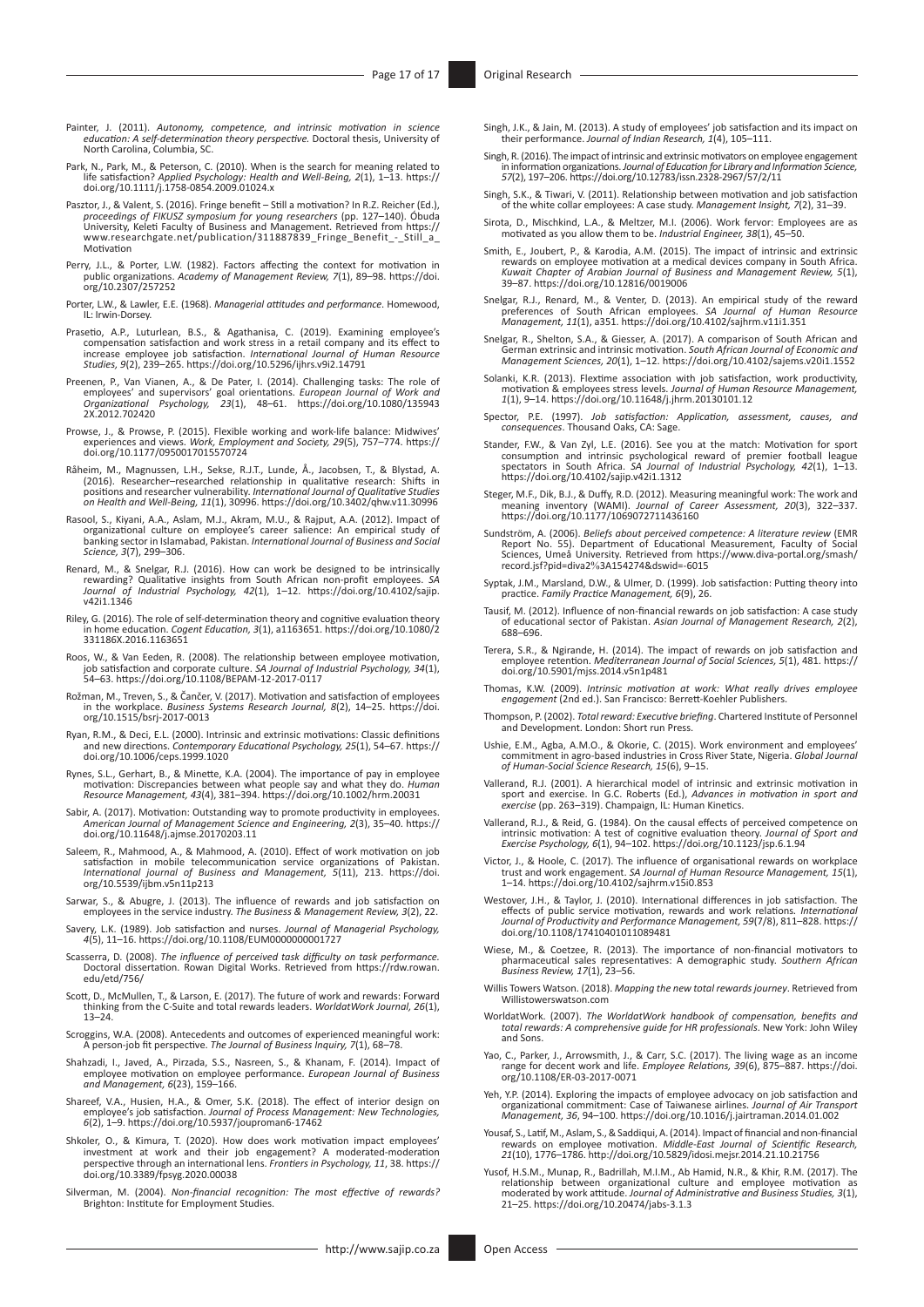Painter, J. (2011). *Autonomy, competence, and intrinsic motivation in science education: A self-determination theory perspective.* Doctoral thesis, University of North Carolina, Columbia, SC.

Park, N., Park, M., & Peterson, C. (2010). When is the search for meaning related to life satisfaction? *Applied Psychology: Health and Well-Being, 2*(1), 1–13. https://doi.org/10.1111/j.1758-0854.2009.01024.x

Pasztor, J., & Valent, S. (2016). Fringe benefit – Still a motivation? In R.Z. Reicher (Ed.), *proceedings of FIKUSZ symposium for young researchers* (pp. 127–140). Óbuda University, Keleti Faculty of Business and Management. Retrieved from https://www.researchgate.net/publication/311887839_Fringe_Benefit_-_Still_a_Motivation

Perry, J.L., & Porter, L.W. (1982). Factors affecting the context for motivation in public organizations. *Academy of Management Review, 7*(1), 89–98. https://doi.org/10.2307/257252

Porter, L.W., & Lawler, E.E. (1968). *Managerial attitudes and performance*. Homewood, IL: Irwin-Dorsey.

Prasetio, A.P., Luturlean, B.S., & Agathanisa, C. (2019). Examining employee's compensation satisfaction and work stress in a retail company and its effect to increase employee job satisfaction. *International Journal of Human Resource Studies, 9*(2), 239–265. https://doi.org/10.5296/ijhrs.v9i2.14791

Preenen, P., Van Vianen, A., & De Pater, I. (2014). Challenging tasks: The role of employees' and supervisors' goal orientations. *European Journal of Work and Organizational Psychology, 23*(1), 48–61. https://doi.org/10.1080/1359432X.2012.702420

Prowse, J., & Prowse, P. (2015). Flexible working and work-life balance: Midwives' experiences and views. *Work, Employment and Society, 29*(5), 757–774. https://doi.org/10.1177/0950017015570724

Råheim, M., Magnussen, L.H., Sekse, R.J.T., Lunde, Å., Jacobsen, T., & Blystad, A. (2016). Researcher–researched relationship in qualitative research: Shifts in positions and researcher vulnerability. *International Journal of Qualitative Studies on Health and Well-Being, 11*(1), 30996. https://doi.org/10.3402/qhw.v11.30996

Rasool, S., Kiyani, A.A., Aslam, M.J., Akram, M.U., & Rajput, A.A. (2012). Impact of organizational culture on employee's career salience: An empirical study of banking sector in Islamabad, Pakistan. *International Journal of Business and Social Science, 3*(7), 299–306.

Renard, M., & Snelgar, R.J. (2016). How can work be designed to be intrinsically rewarding? Qualitative insights from South African non-profit employees. *SA Journal of Industrial Psychology, 42*(1), 1–12. https://doi.org/10.4102/sajip.v42i1.1346

Riley, G. (2016). The role of self-determination theory and cognitive evaluation theory in home education. *Cogent Education, 3*(1), a1163651. https://doi.org/10.1080/2331186X.2016.1163651

Roos, W., & Van Eeden, R. (2008). The relationship between employee motivation, job satisfaction and corporate culture. *SA Journal of Industrial Psychology, 34*(1), 54–63. https://doi.org/10.1108/BEPAM-12-2017-0117

Rožman, M., Treven, S., & Čančer, V. (2017). Motivation and satisfaction of employees in the workplace. *Business Systems Research Journal, 8*(2), 14–25. https://doi.org/10.1515/bsrj-2017-0013

Ryan, R.M., & Deci, E.L. (2000). Intrinsic and extrinsic motivations: Classic definitions and new directions. *Contemporary Educational Psychology, 25*(1), 54–67. https://doi.org/10.1006/ceps.1999.1020

Rynes, S.L., Gerhart, B., & Minette, K.A. (2004). The importance of pay in employee motivation: Discrepancies between what people say and what they do. *Human Resource Management, 43*(4), 381–394. https://doi.org/10.1002/hrm.20031

Sabir, A. (2017). Motivation: Outstanding way to promote productivity in employees. *American Journal of Management Science and Engineering, 2*(3), 35–40. https://doi.org/10.11648/j.ajmse.20170203.11

Saleem, R., Mahmood, A., & Mahmood, A. (2010). Effect of work motivation on job satisfaction in mobile telecommunication service organizations of Pakistan. *International journal of Business and Management, 5*(11), 213. https://doi.org/10.5539/ijbm.v5n11p213

Sarwar, S., & Abugre, J. (2013). The influence of rewards and job satisfaction on employees in the service industry. *The Business & Management Review, 3*(2), 22.

Savery, L.K. (1989). Job satisfaction and nurses. *Journal of Managerial Psychology, 4*(5), 11–16. https://doi.org/10.1108/EUM0000000001727

Scasserra, D. (2008). *The influence of perceived task difficulty on task performance.* Doctoral dissertation. Rowan Digital Works. Retrieved from https://rdw.rowan.edu/etd/756/

Scott, D., McMullen, T., & Larson, E. (2017). The future of work and rewards: Forward thinking from the C-Suite and total rewards leaders. *WorldatWork Journal, 26*(1), 13–24.

Scroggins, W.A. (2008). Antecedents and outcomes of experienced meaningful work: A person-job fit perspective. *The Journal of Business Inquiry, 7*(1), 68–78.

Shahzadi, I., Javed, A., Pirzada, S.S., Nasreen, S., & Khanam, F. (2014). Impact of employee motivation on employee performance. *European Journal of Business and Management, 6*(23), 159–166.

Shareef, V.A., Husien, H.A., & Omer, S.K. (2018). The effect of interior design on employee's job satisfaction. *Journal of Process Management: New Technologies, 6*(2), 1–9. https://doi.org/10.5937/jouproman6-17462

Shkoler, O., & Kimura, T. (2020). How does work motivation impact employees' investment at work and their job engagement? A moderated-moderation perspective through an international lens. *Frontiers in Psychology, 11*, 38. https://doi.org/10.3389/fpsyg.2020.00038

Silverman, M. (2004). *Non-financial recognition: The most effective of rewards?* Brighton: Institute for Employment Studies.

Singh, J.K., & Jain, M. (2013). A study of employees' job satisfaction and its impact on their performance. *Journal of Indian Research, 1*(4), 105–111.

Singh, R. (2016). The impact of intrinsic and extrinsic motivators on employee engagement in information organizations. *Journal of Education for Library and Information Science, 57*(2), 197–206. https://doi.org/10.12783/issn.2328-2967/57/2/11

Singh, S.K., & Tiwari, V. (2011). Relationship between motivation and job satisfaction of the white collar employees: A case study. *Management Insight, 7*(2), 31–39.

Sirota, D., Mischkind, L.A., & Meltzer, M.I. (2006). Work fervor: Employees are as motivated as you allow them to be. *Industrial Engineer, 38*(1), 45–50.

Smith, E., Joubert, P., & Karodia, A.M. (2015). The impact of intrinsic and extrinsic rewards on employee motivation at a medical devices company in South Africa. *Kuwait Chapter of Arabian Journal of Business and Management Review, 5*(1), 39–87. https://doi.org/10.12816/0019006

Snelgar, R.J., Renard, M., & Venter, D. (2013). An empirical study of the reward preferences of South African employees. *SA Journal of Human Resource Management, 11*(1), a351. https://doi.org/10.4102/sajhrm.v11i1.351

Snelgar, R., Shelton, S.A., & Giesser, A. (2017). A comparison of South African and German extrinsic and intrinsic motivation. *South African Journal of Economic and Management Sciences, 20*(1), 1–12. https://doi.org/10.4102/sajems.v20i1.1552

Solanki, K.R. (2013). Flextime association with job satisfaction, work productivity, motivation & employees stress levels. *Journal of Human Resource Management, 1*(1), 9–14. https://doi.org/10.11648/j.jhrm.20130101.12

Spector, P.E. (1997). *Job satisfaction: Application, assessment, causes, and consequences*. Thousand Oaks, CA: Sage.

Stander, F.W., & Van Zyl, L.E. (2016). See you at the match: Motivation for sport consumption and intrinsic psychological reward of premier football league spectators in South Africa. *SA Journal of Industrial Psychology, 42*(1), 1–13. https://doi.org/10.4102/sajip.v42i1.1312

Steger, M.F., Dik, B.J., & Duffy, R.D. (2012). Measuring meaningful work: The work and meaning inventory (WAMI). *Journal of Career Assessment, 20*(3), 322–337. https://doi.org/10.1177/1069072711436160

Sundström, A. (2006). *Beliefs about perceived competence: A literature review* (EMR Report No. 55). Department of Educational Measurement, Faculty of Social Sciences, Umeå University. Retrieved from https://www.diva-portal.org/smash/record.jsf?pid=diva2%3A154274&dswid=-6015

Syptak, J.M., Marsland, D.W., & Ulmer, D. (1999). Job satisfaction: Putting theory into practice. *Family Practice Management, 6*(9), 26.

Tausif, M. (2012). Influence of non-financial rewards on job satisfaction: A case study of educational sector of Pakistan. *Asian Journal of Management Research, 2*(2), 688–696.

Terera, S.R., & Ngirande, H. (2014). The impact of rewards on job satisfaction and employee retention. *Mediterranean Journal of Social Sciences, 5*(1), 481. https://doi.org/10.5901/mjss.2014.v5n1p481

Thomas, K.W. (2009). *Intrinsic motivation at work: What really drives employee engagement* (2nd ed.). San Francisco: Berrett-Koehler Publishers.

Thompson, P. (2002). *Total reward: Executive briefing*. Chartered Institute of Personnel and Development. London: Short run Press.

Ushie, E.M., Agba, A.M.O., & Okorie, C. (2015). Work environment and employees' commitment in agro-based industries in Cross River State, Nigeria. *Global Journal of Human-Social Science Research, 15*(6), 9–15.

Vallerand, R.J. (2001). A hierarchical model of intrinsic and extrinsic motivation in sport and exercise. In G.C. Roberts (Ed.), *Advances in motivation in sport and exercise* (pp. 263–319). Champaign, IL: Human Kinetics.

Vallerand, R.J., & Reid, G. (1984). On the causal effects of perceived competence on intrinsic motivation: A test of cognitive evaluation theory. *Journal of Sport and Exercise Psychology, 6*(1), 94–102. https://doi.org/10.1123/jsp.6.1.94

Victor, J., & Hoole, C. (2017). The influence of organisational rewards on workplace trust and work engagement. *SA Journal of Human Resource Management, 15*(1), 1–14. https://doi.org/10.4102/sajhrm.v15i0.853

Westover, J.H., & Taylor, J. (2010). International differences in job satisfaction. The effects of public service motivation, rewards and work relations. *International Journal of Productivity and Performance Management, 59*(7/8), 811–828. https://doi.org/10.1108/17410401011089481

Wiese, M., & Coetzee, R. (2013). The importance of non-financial motivators to pharmaceutical sales representatives: A demographic study. *Southern African Business Review, 17*(1), 23–56.

Willis Towers Watson. (2018). *Mapping the new total rewards journey*. Retrieved from Willistowerswatson.com

WorldatWork. (2007). *The WorldatWork handbook of compensation, benefits and total rewards: A comprehensive guide for HR professionals*. New York: John Wiley and Sons.

Yao, C., Parker, J., Arrowsmith, J., & Carr, S.C. (2017). The living wage as an income range for decent work and life. *Employee Relations, 39*(6), 875–887. https://doi.org/10.1108/ER-03-2017-0071

Yeh, Y.P. (2014). Exploring the impacts of employee advocacy on job satisfaction and organizational commitment: Case of Taiwanese airlines. *Journal of Air Transport Management, 36*, 94–100. https://doi.org/10.1016/j.jairtraman.2014.01.002

Yousaf, S., Latif, M., Aslam, S., & Saddiqui, A. (2014). Impact of financial and non-financial rewards on employee motivation. *Middle-East Journal of Scientific Research, 21*(10), 1776–1786. http://doi.org/10.5829/idosi.mejsr.2014.21.10.21756

Yusof, H.S.M., Munap, R., Badrillah, M.I.M., Ab Hamid, N.R., & Khir, R.M. (2017). The relationship between organizational culture and employee motivation as moderated by work attitude. *Journal of Administrative and Business Studies, 3*(1), 21–25. https://doi.org/10.20474/jabs-3.1.3